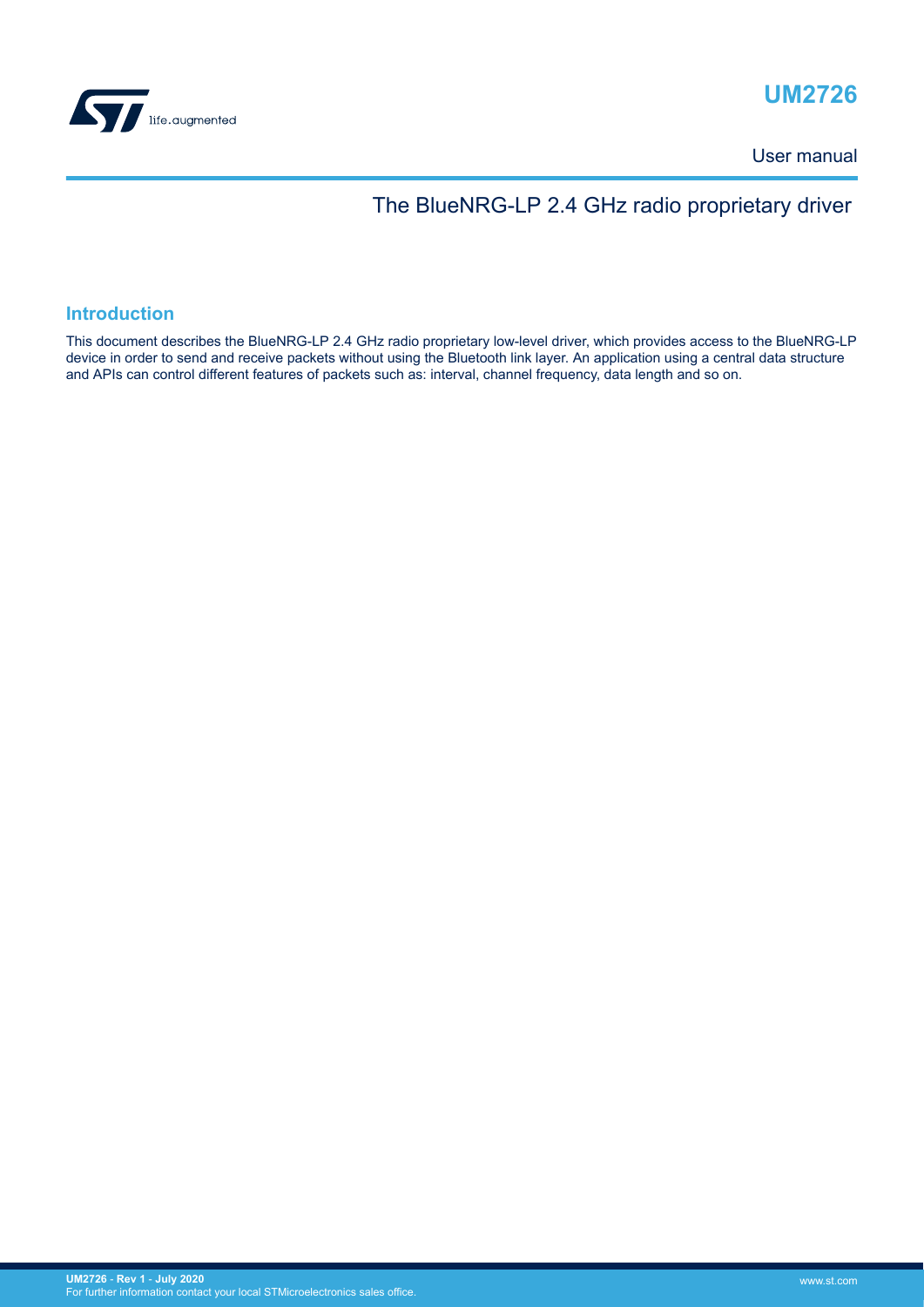# UM2726

User manual

## The BlueNRG-LP 2.4 GHz radio proprietary driver

### Introduction

This document describes the BlueNRG-LP 2.4 GHz radio proprietary low-level driver, which provides access to the BlueNRG-LP device in order to send and receive packets without using the Bluetooth link layer. An application using a central data structure and APIs can control different features of packets such as: interval, channel frequency, data length and so on.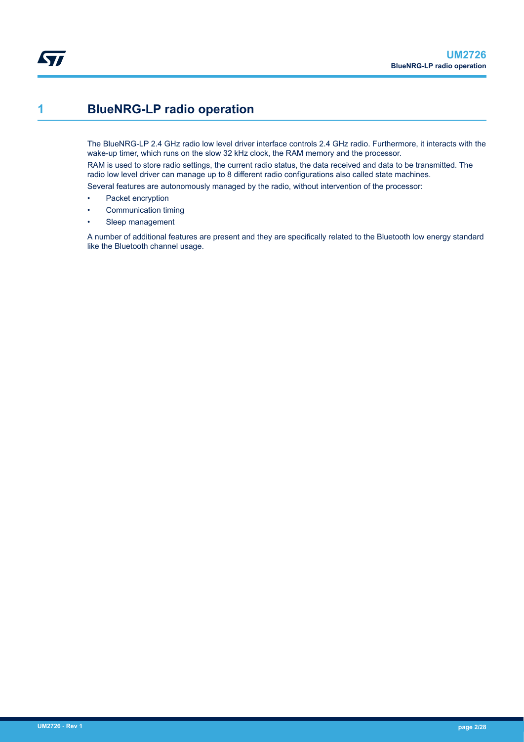# 1 BlueNRG-LP radio operation

The BlueNRG-LP 2.4 GHz radio low level driver interface controls 2.4 GHz radio. Furthermore, it interacts with the wake-up timer, which runs on the slow 32 kHz clock, the RAM memory and the processor.

RAM is used to store radio settings, the current radio status, the data received and data to be transmitted. The radio low level driver can manage up to 8 different radio configurations also called state machines.

Several features are autonomously managed by the radio, without intervention of the processor:

- Packet encryption
- Communication timing
- Sleep management

A number of additional features are present and they are specifically related to the Bluetooth low energy standard like the Bluetooth channel usage.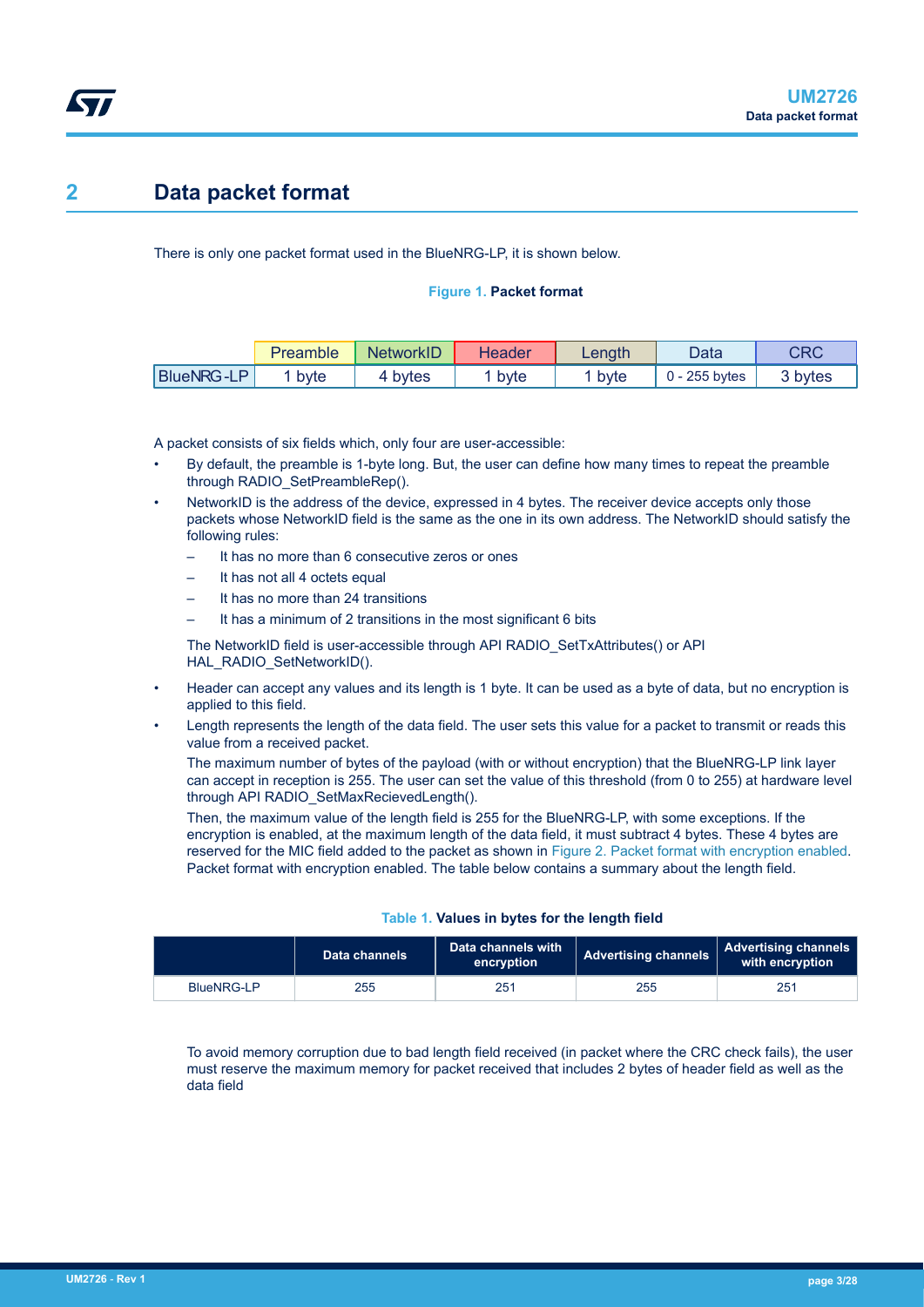## 2 Data packet format

There is only one packet format used in the BlueNRG-LP, it is shown below.

**Figure 1. Packet format**

| | Preamble | NetworkID | Header | Length | Data | CRC |
|---|---|---|---|---|---|---|
| BlueNRG-LP | 1 byte | 4 bytes | 1 byte | 1 byte | 0 - 255 bytes | 3 bytes |

A packet consists of six fields which, only four are user-accessible:

- By default, the preamble is 1-byte long. But, the user can define how many times to repeat the preamble through RADIO_SetPreambleRep().
- NetworkID is the address of the device, expressed in 4 bytes. The receiver device accepts only those packets whose NetworkID field is the same as the one in its own address. The NetworkID should satisfy the following rules:
  - It has no more than 6 consecutive zeros or ones
  - It has not all 4 octets equal
  - It has no more than 24 transitions
  - It has a minimum of 2 transitions in the most significant 6 bits

  The NetworkID field is user-accessible through API RADIO_SetTxAttributes() or API HAL_RADIO_SetNetworkID().
- Header can accept any values and its length is 1 byte. It can be used as a byte of data, but no encryption is applied to this field.
- Length represents the length of the data field. The user sets this value for a packet to transmit or reads this value from a received packet.

  The maximum number of bytes of the payload (with or without encryption) that the BlueNRG-LP link layer can accept in reception is 255. The user can set the value of this threshold (from 0 to 255) at hardware level through API RADIO_SetMaxRecievedLength().

  Then, the maximum value of the length field is 255 for the BlueNRG-LP, with some exceptions. If the encryption is enabled, at the maximum length of the data field, it must subtract 4 bytes. These 4 bytes are reserved for the MIC field added to the packet as shown in Figure 2. Packet format with encryption enabled. Packet format with encryption enabled. The table below contains a summary about the length field.

**Table 1. Values in bytes for the length field**

| | Data channels | Data channels with encryption | Advertising channels | Advertising channels with encryption |
|---|---|---|---|---|
| BlueNRG-LP | 255 | 251 | 255 | 251 |

To avoid memory corruption due to bad length field received (in packet where the CRC check fails), the user must reserve the maximum memory for packet received that includes 2 bytes of header field as well as the data field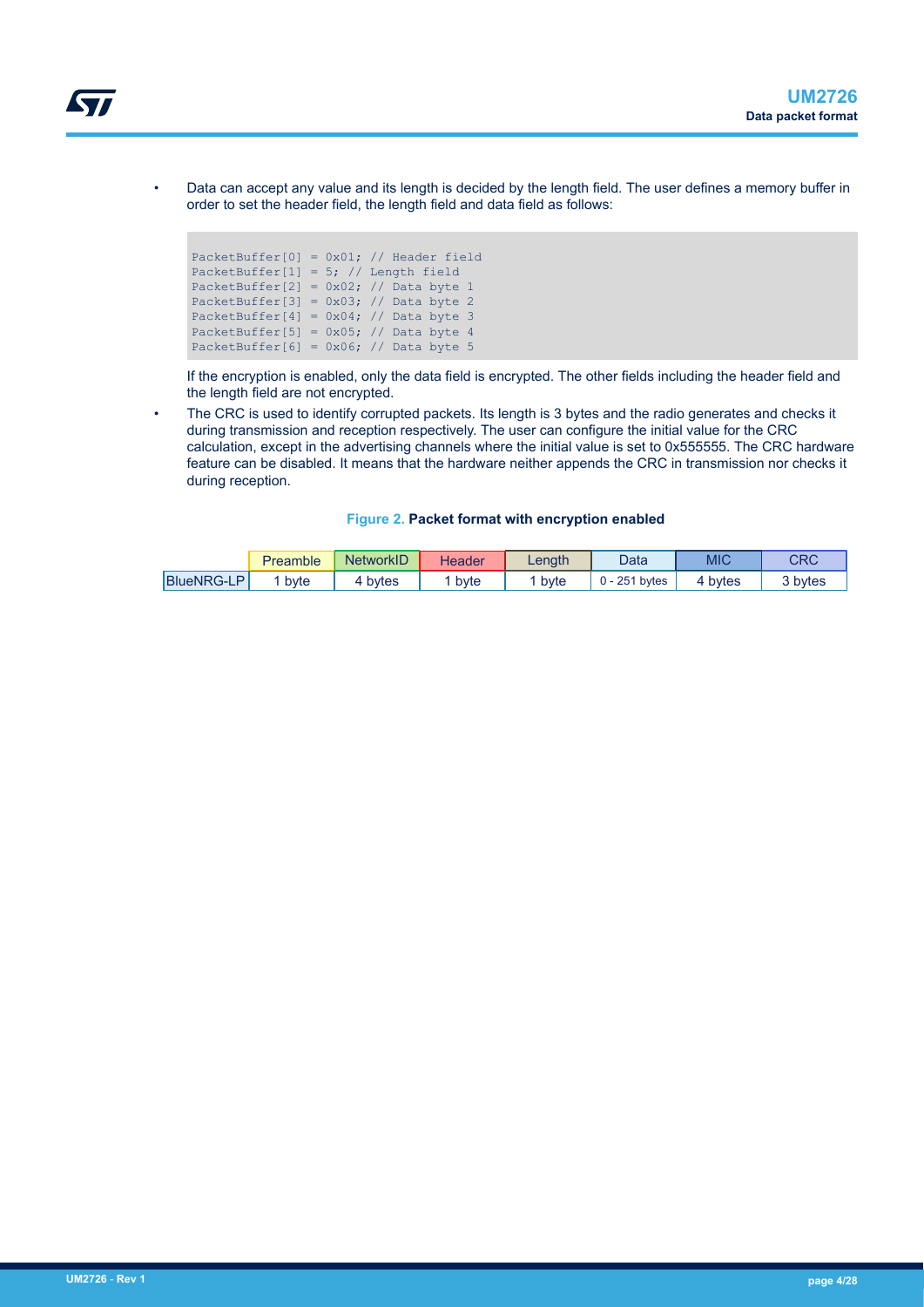- Data can accept any value and its length is decided by the length field. The user defines a memory buffer in order to set the header field, the length field and data field as follows:

```
PacketBuffer[0] = 0x01; // Header field
PacketBuffer[1] = 5; // Length field
PacketBuffer[2] = 0x02; // Data byte 1
PacketBuffer[3] = 0x03; // Data byte 2
PacketBuffer[4] = 0x04; // Data byte 3
PacketBuffer[5] = 0x05; // Data byte 4
PacketBuffer[6] = 0x06; // Data byte 5
```

  If the encryption is enabled, only the data field is encrypted. The other fields including the header field and the length field are not encrypted.

- The CRC is used to identify corrupted packets. Its length is 3 bytes and the radio generates and checks it during transmission and reception respectively. The user can configure the initial value for the CRC calculation, except in the advertising channels where the initial value is set to 0x555555. The CRC hardware feature can be disabled. It means that the hardware neither appends the CRC in transmission nor checks it during reception.

**Figure 2. Packet format with encryption enabled**

| | Preamble | NetworkID | Header | Length | Data | MIC | CRC |
|---|---|---|---|---|---|---|---|
| BlueNRG-LP | 1 byte | 4 bytes | 1 byte | 1 byte | 0 - 251 bytes | 4 bytes | 3 bytes |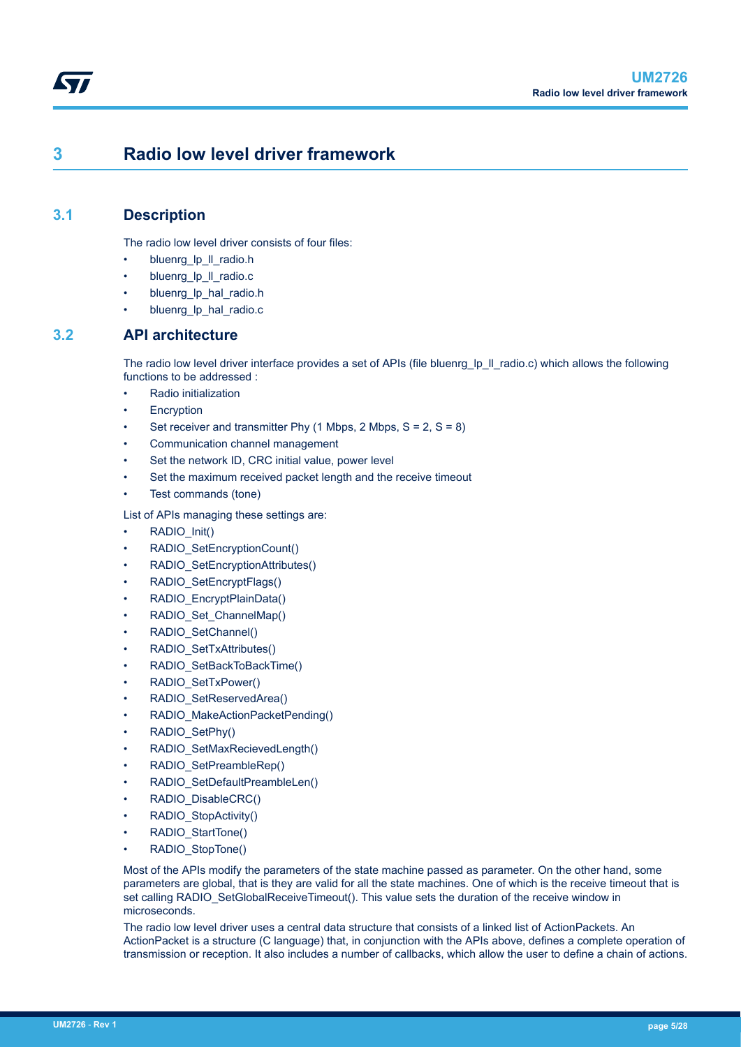# 3 Radio low level driver framework

## 3.1 Description

The radio low level driver consists of four files:

- bluenrg_lp_ll_radio.h
- bluenrg_lp_ll_radio.c
- bluenrg_lp_hal_radio.h
- bluenrg_lp_hal_radio.c

## 3.2 API architecture

The radio low level driver interface provides a set of APIs (file bluenrg_lp_ll_radio.c) which allows the following functions to be addressed :

- Radio initialization
- Encryption
- Set receiver and transmitter Phy (1 Mbps, 2 Mbps, S = 2, S = 8)
- Communication channel management
- Set the network ID, CRC initial value, power level
- Set the maximum received packet length and the receive timeout
- Test commands (tone)

List of APIs managing these settings are:

- RADIO_Init()
- RADIO_SetEncryptionCount()
- RADIO_SetEncryptionAttributes()
- RADIO_SetEncryptFlags()
- RADIO_EncryptPlainData()
- RADIO_Set_ChannelMap()
- RADIO_SetChannel()
- RADIO_SetTxAttributes()
- RADIO_SetBackToBackTime()
- RADIO_SetTxPower()
- RADIO_SetReservedArea()
- RADIO_MakeActionPacketPending()
- RADIO_SetPhy()
- RADIO_SetMaxRecievedLength()
- RADIO_SetPreambleRep()
- RADIO_SetDefaultPreambleLen()
- RADIO_DisableCRC()
- RADIO_StopActivity()
- RADIO_StartTone()
- RADIO_StopTone()

Most of the APIs modify the parameters of the state machine passed as parameter. On the other hand, some parameters are global, that is they are valid for all the state machines. One of which is the receive timeout that is set calling RADIO_SetGlobalReceiveTimeout(). This value sets the duration of the receive window in microseconds.

The radio low level driver uses a central data structure that consists of a linked list of ActionPackets. An ActionPacket is a structure (C language) that, in conjunction with the APIs above, defines a complete operation of transmission or reception. It also includes a number of callbacks, which allow the user to define a chain of actions.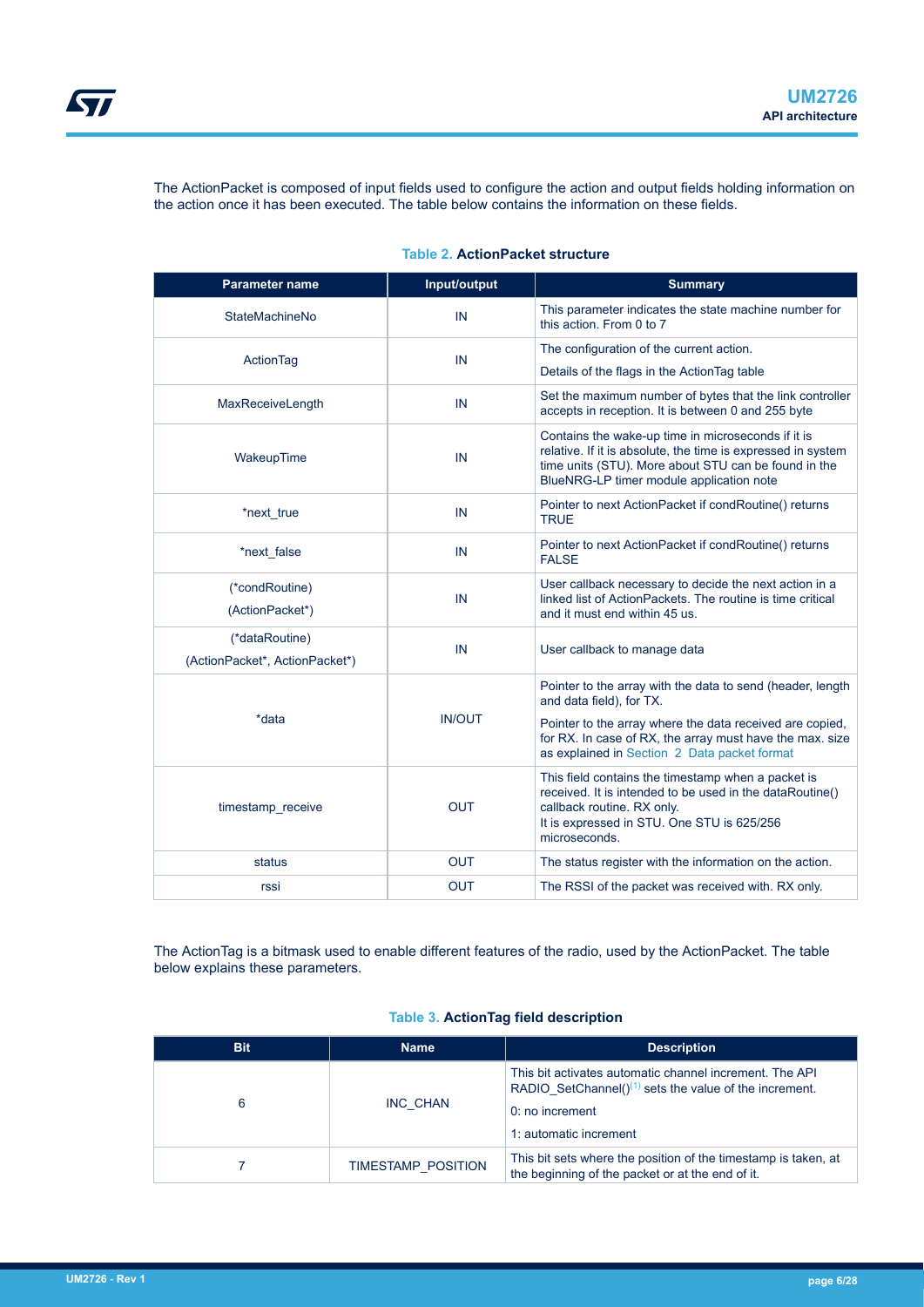The ActionPacket is composed of input fields used to configure the action and output fields holding information on the action once it has been executed. The table below contains the information on these fields.

**Table 2. ActionPacket structure**

| Parameter name | Input/output | Summary |
| --- | --- | --- |
| StateMachineNo | IN | This parameter indicates the state machine number for this action. From 0 to 7 |
| ActionTag | IN | The configuration of the current action.<br>Details of the flags in the ActionTag table |
| MaxReceiveLength | IN | Set the maximum number of bytes that the link controller accepts in reception. It is between 0 and 255 byte |
| WakeupTime | IN | Contains the wake-up time in microseconds if it is relative. If it is absolute, the time is expressed in system time units (STU). More about STU can be found in the BlueNRG-LP timer module application note |
| *next_true | IN | Pointer to next ActionPacket if condRoutine() returns TRUE |
| *next_false | IN | Pointer to next ActionPacket if condRoutine() returns FALSE |
| (*condRoutine)<br>(ActionPacket*) | IN | User callback necessary to decide the next action in a linked list of ActionPackets. The routine is time critical and it must end within 45 us. |
| (*dataRoutine)<br>(ActionPacket*, ActionPacket*) | IN | User callback to manage data |
| *data | IN/OUT | Pointer to the array with the data to send (header, length and data field), for TX.<br>Pointer to the array where the data received are copied, for RX. In case of RX, the array must have the max. size as explained in Section 2 Data packet format |
| timestamp_receive | OUT | This field contains the timestamp when a packet is received. It is intended to be used in the dataRoutine() callback routine. RX only.<br>It is expressed in STU. One STU is 625/256 microseconds. |
| status | OUT | The status register with the information on the action. |
| rssi | OUT | The RSSI of the packet was received with. RX only. |

The ActionTag is a bitmask used to enable different features of the radio, used by the ActionPacket. The table below explains these parameters.

**Table 3. ActionTag field description**

| Bit | Name | Description |
| --- | --- | --- |
| 6 | INC_CHAN | This bit activates automatic channel increment. The API RADIO_SetChannel()[(1)] sets the value of the increment.<br>0: no increment<br>1: automatic increment |
| 7 | TIMESTAMP_POSITION | This bit sets where the position of the timestamp is taken, at the beginning of the packet or at the end of it. |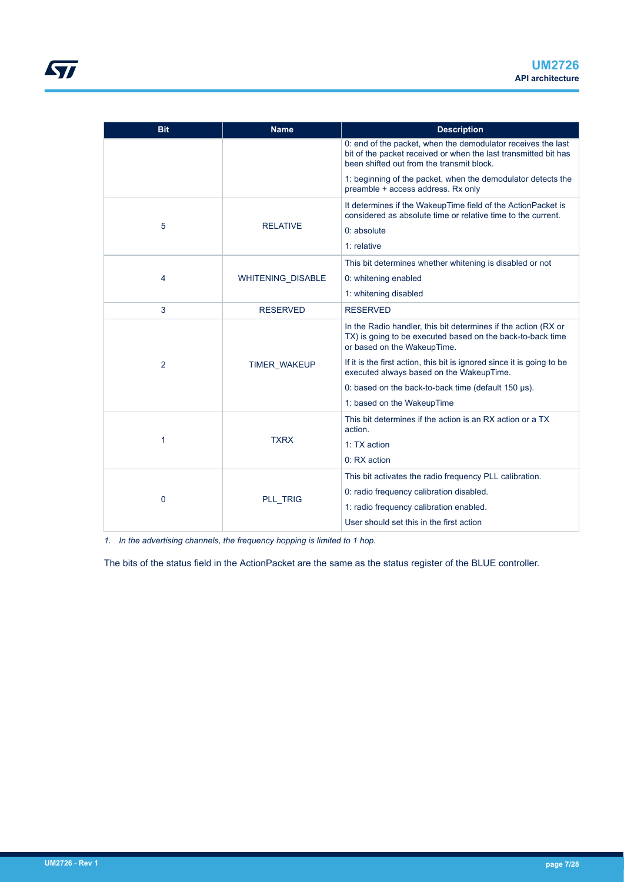| Bit | Name | Description |
|---|---|---|
| | | 0: end of the packet, when the demodulator receives the last bit of the packet received or when the last transmitted bit has been shifted out from the transmit block.<br><br>1: beginning of the packet, when the demodulator detects the preamble + access address. Rx only |
| 5 | RELATIVE | It determines if the WakeupTime field of the ActionPacket is considered as absolute time or relative time to the current.<br><br>0: absolute<br><br>1: relative |
| 4 | WHITENING_DISABLE | This bit determines whether whitening is disabled or not<br><br>0: whitening enabled<br><br>1: whitening disabled |
| 3 | RESERVED | RESERVED |
| 2 | TIMER_WAKEUP | In the Radio handler, this bit determines if the action (RX or TX) is going to be executed based on the back-to-back time or based on the WakeupTime.<br><br>If it is the first action, this bit is ignored since it is going to be executed always based on the WakeupTime.<br><br>0: based on the back-to-back time (default 150 µs).<br><br>1: based on the WakeupTime |
| 1 | TXRX | This bit determines if the action is an RX action or a TX action.<br><br>1: TX action<br><br>0: RX action |
| 0 | PLL_TRIG | This bit activates the radio frequency PLL calibration.<br><br>0: radio frequency calibration disabled.<br><br>1: radio frequency calibration enabled.<br><br>User should set this in the first action |

*1. In the advertising channels, the frequency hopping is limited to 1 hop.*

The bits of the status field in the ActionPacket are the same as the status register of the BLUE controller.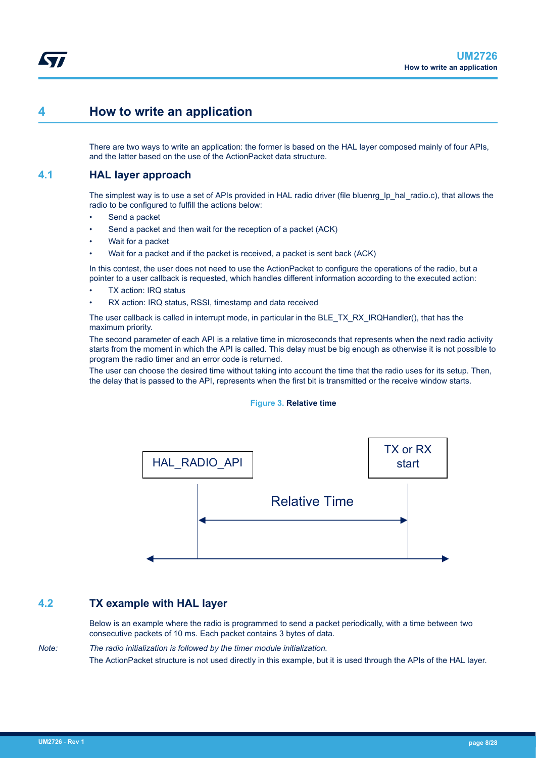# 4 How to write an application

There are two ways to write an application: the former is based on the HAL layer composed mainly of four APIs, and the latter based on the use of the ActionPacket data structure.

## 4.1 HAL layer approach

The simplest way is to use a set of APIs provided in HAL radio driver (file bluenrg_lp_hal_radio.c), that allows the radio to be configured to fulfill the actions below:

- Send a packet
- Send a packet and then wait for the reception of a packet (ACK)
- Wait for a packet
- Wait for a packet and if the packet is received, a packet is sent back (ACK)

In this contest, the user does not need to use the ActionPacket to configure the operations of the radio, but a pointer to a user callback is requested, which handles different information according to the executed action:

- TX action: IRQ status
- RX action: IRQ status, RSSI, timestamp and data received

The user callback is called in interrupt mode, in particular in the BLE_TX_RX_IRQHandler(), that has the maximum priority.

The second parameter of each API is a relative time in microseconds that represents when the next radio activity starts from the moment in which the API is called. This delay must be big enough as otherwise it is not possible to program the radio timer and an error code is returned.

The user can choose the desired time without taking into account the time that the radio uses for its setup. Then, the delay that is passed to the API, represents when the first bit is transmitted or the receive window starts.

**Figure 3. Relative time**

HAL_RADIO_API

TX or RX start

Relative Time

## 4.2 TX example with HAL layer

Below is an example where the radio is programmed to send a packet periodically, with a time between two consecutive packets of 10 ms. Each packet contains 3 bytes of data.

*Note: The radio initialization is followed by the timer module initialization.*

The ActionPacket structure is not used directly in this example, but it is used through the APIs of the HAL layer.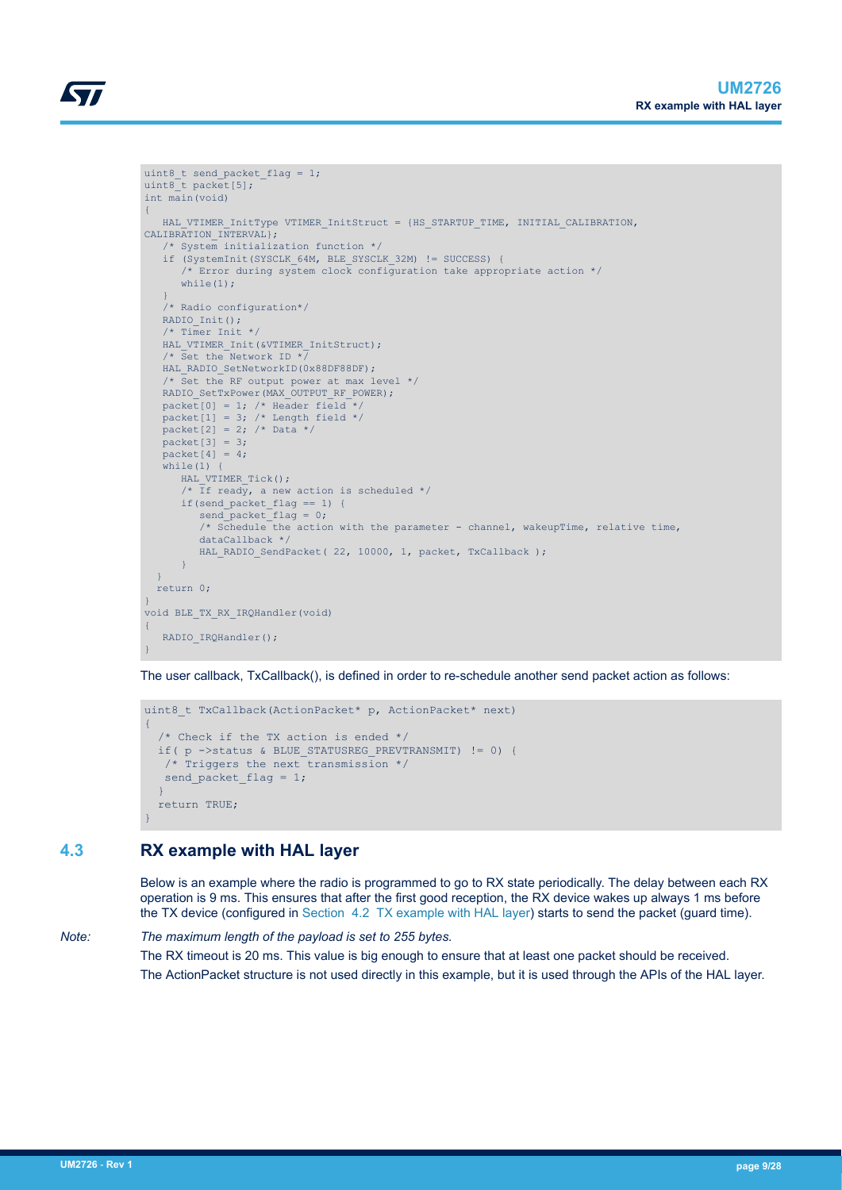```
uint8_t send_packet_flag = 1;
uint8_t packet[5];
int main(void)
{
   HAL_VTIMER_InitType VTIMER_InitStruct = {HS_STARTUP_TIME, INITIAL_CALIBRATION,
CALIBRATION_INTERVAL};
   /* System initialization function */
   if (SystemInit(SYSCLK_64M, BLE_SYSCLK_32M) != SUCCESS) {
      /* Error during system clock configuration take appropriate action */
      while(1);
   }
   /* Radio configuration*/
   RADIO_Init();
   /* Timer Init */
   HAL_VTIMER_Init(&VTIMER_InitStruct);
   /* Set the Network ID */
   HAL_RADIO_SetNetworkID(0x88DF88DF);
   /* Set the RF output power at max level */
   RADIO_SetTxPower(MAX_OUTPUT_RF_POWER);
   packet[0] = 1; /* Header field */
   packet[1] = 3; /* Length field */
   packet[2] = 2; /* Data */
   packet[3] = 3;
   packet[4] = 4;
   while(1) {
      HAL_VTIMER_Tick();
      /* If ready, a new action is scheduled */
      if(send_packet_flag == 1) {
         send_packet_flag = 0;
         /* Schedule the action with the parameter - channel, wakeupTime, relative time,
         dataCallback */
         HAL_RADIO_SendPacket( 22, 10000, 1, packet, TxCallback );
      }
  }
  return 0;
}
void BLE_TX_RX_IRQHandler(void)
{
   RADIO_IRQHandler();
}
```

The user callback, TxCallback(), is defined in order to re-schedule another send packet action as follows:

```
uint8_t TxCallback(ActionPacket* p, ActionPacket* next)
{
  /* Check if the TX action is ended */
  if( p ->status & BLUE_STATUSREG_PREVTRANSMIT) != 0) {
   /* Triggers the next transmission */
   send_packet_flag = 1;
  }
  return TRUE;
}
```

## 4.3 RX example with HAL layer

Below is an example where the radio is programmed to go to RX state periodically. The delay between each RX operation is 9 ms. This ensures that after the first good reception, the RX device wakes up always 1 ms before the TX device (configured in Section 4.2 TX example with HAL layer) starts to send the packet (guard time).

*Note: The maximum length of the payload is set to 255 bytes.*

The RX timeout is 20 ms. This value is big enough to ensure that at least one packet should be received.

The ActionPacket structure is not used directly in this example, but it is used through the APIs of the HAL layer.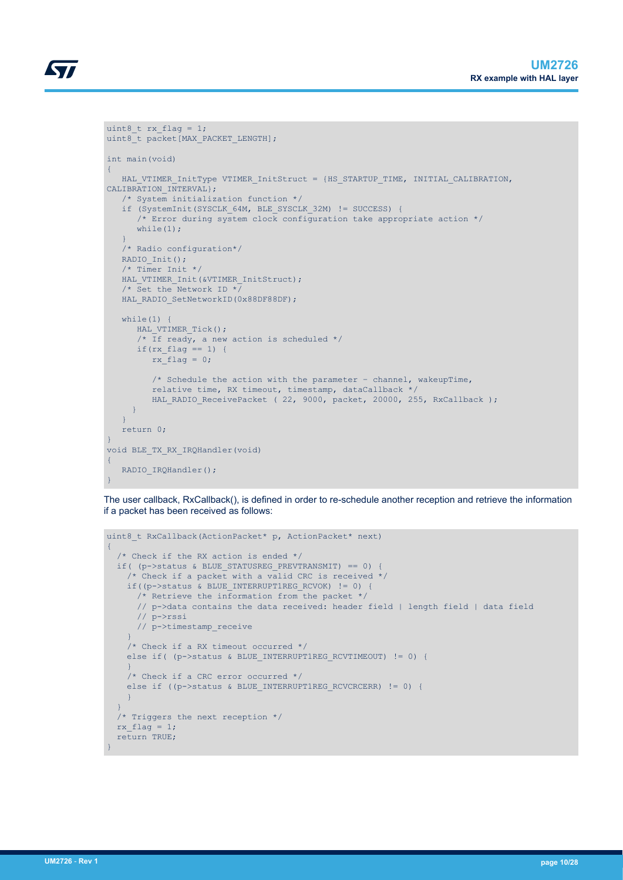```
uint8_t rx_flag = 1;
uint8_t packet[MAX_PACKET_LENGTH];

int main(void)
{
   HAL_VTIMER_InitType VTIMER_InitStruct = {HS_STARTUP_TIME, INITIAL_CALIBRATION,
CALIBRATION_INTERVAL};
   /* System initialization function */
   if (SystemInit(SYSCLK_64M, BLE_SYSCLK_32M) != SUCCESS) {
      /* Error during system clock configuration take appropriate action */
      while(1);
   }
   /* Radio configuration*/
   RADIO_Init();
   /* Timer Init */
   HAL_VTIMER_Init(&VTIMER_InitStruct);
   /* Set the Network ID */
   HAL_RADIO_SetNetworkID(0x88DF88DF);

   while(1) {
      HAL_VTIMER_Tick();
      /* If ready, a new action is scheduled */
      if(rx_flag == 1) {
         rx_flag = 0;

         /* Schedule the action with the parameter - channel, wakeupTime,
         relative time, RX timeout, timestamp, dataCallback */
         HAL_RADIO_ReceivePacket ( 22, 9000, packet, 20000, 255, RxCallback );
     }
   }
   return 0;
}
void BLE_TX_RX_IRQHandler(void)
{
   RADIO_IRQHandler();
}
```

The user callback, RxCallback(), is defined in order to re-schedule another reception and retrieve the information if a packet has been received as follows:

```
uint8_t RxCallback(ActionPacket* p, ActionPacket* next)
{
  /* Check if the RX action is ended */
  if( (p->status & BLUE_STATUSREG_PREVTRANSMIT) == 0) {
    /* Check if a packet with a valid CRC is received */
    if((p->status & BLUE_INTERRUPT1REG_RCVOK) != 0) {
      /* Retrieve the information from the packet */
      // p->data contains the data received: header field | length field | data field
      // p->rssi
      // p->timestamp_receive
    }
    /* Check if a RX timeout occurred */
    else if( (p->status & BLUE_INTERRUPT1REG_RCVTIMEOUT) != 0) {
    }
    /* Check if a CRC error occurred */
    else if ((p->status & BLUE_INTERRUPT1REG_RCVCRCERR) != 0) {
    }
  }
  /* Triggers the next reception */
  rx_flag = 1;
  return TRUE;
}
```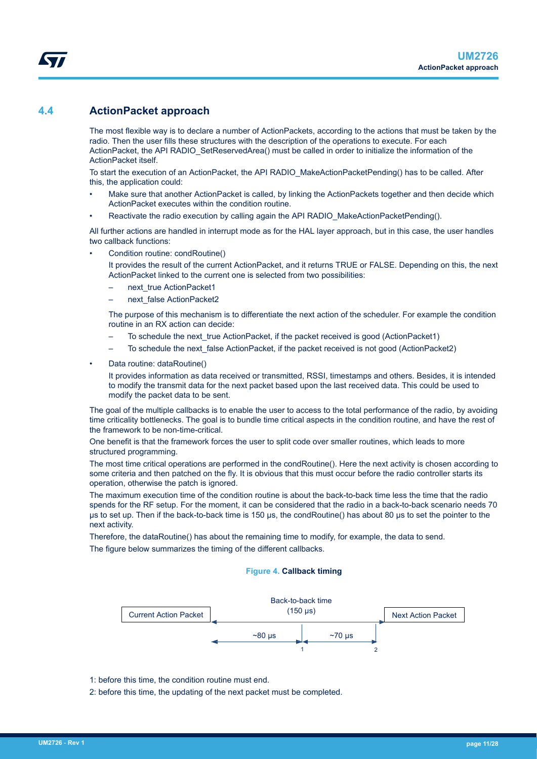## 4.4 ActionPacket approach

The most flexible way is to declare a number of ActionPackets, according to the actions that must be taken by the radio. Then the user fills these structures with the description of the operations to execute. For each ActionPacket, the API RADIO_SetReservedArea() must be called in order to initialize the information of the ActionPacket itself.

To start the execution of an ActionPacket, the API RADIO_MakeActionPacketPending() has to be called. After this, the application could:

- Make sure that another ActionPacket is called, by linking the ActionPackets together and then decide which ActionPacket executes within the condition routine.
- Reactivate the radio execution by calling again the API RADIO_MakeActionPacketPending().

All further actions are handled in interrupt mode as for the HAL layer approach, but in this case, the user handles two callback functions:

- Condition routine: condRoutine()

  It provides the result of the current ActionPacket, and it returns TRUE or FALSE. Depending on this, the next ActionPacket linked to the current one is selected from two possibilities:

  – next_true ActionPacket1

  – next_false ActionPacket2

  The purpose of this mechanism is to differentiate the next action of the scheduler. For example the condition routine in an RX action can decide:

  – To schedule the next_true ActionPacket, if the packet received is good (ActionPacket1)

  – To schedule the next_false ActionPacket, if the packet received is not good (ActionPacket2)

- Data routine: dataRoutine()

  It provides information as data received or transmitted, RSSI, timestamps and others. Besides, it is intended to modify the transmit data for the next packet based upon the last received data. This could be used to modify the packet data to be sent.

The goal of the multiple callbacks is to enable the user to access to the total performance of the radio, by avoiding time criticality bottlenecks. The goal is to bundle time critical aspects in the condition routine, and have the rest of the framework to be non-time-critical.

One benefit is that the framework forces the user to split code over smaller routines, which leads to more structured programming.

The most time critical operations are performed in the condRoutine(). Here the next activity is chosen according to some criteria and then patched on the fly. It is obvious that this must occur before the radio controller starts its operation, otherwise the patch is ignored.

The maximum execution time of the condition routine is about the back-to-back time less the time that the radio spends for the RF setup. For the moment, it can be considered that the radio in a back-to-back scenario needs 70 µs to set up. Then if the back-to-back time is 150 µs, the condRoutine() has about 80 µs to set the pointer to the next activity.

Therefore, the dataRoutine() has about the remaining time to modify, for example, the data to send.

The figure below summarizes the timing of the different callbacks.

**Figure 4. Callback timing**

Current Action Packet — Back-to-back time (150 µs) — Next Action Packet

~80 µs (until 1) | ~70 µs (until 2)

1: before this time, the condition routine must end.

2: before this time, the updating of the next packet must be completed.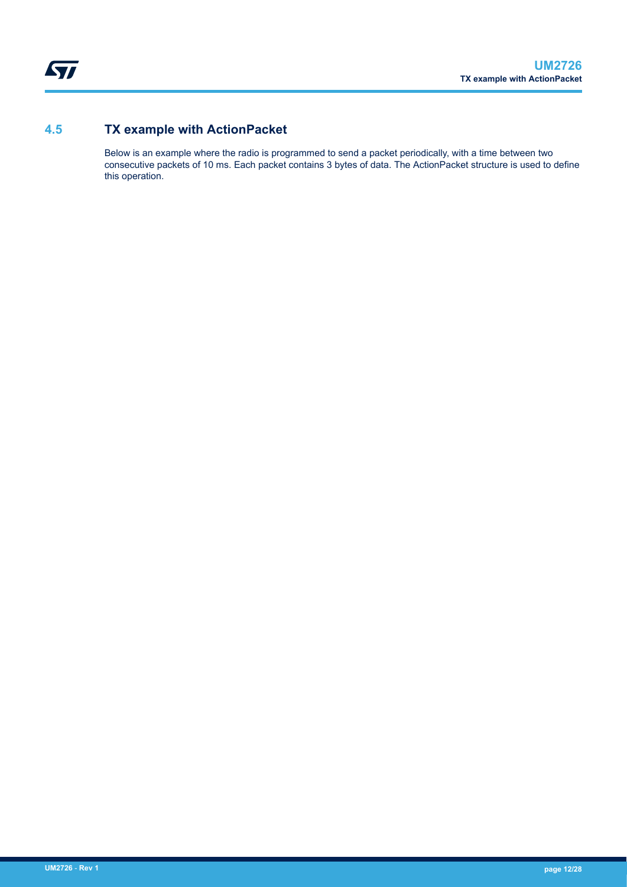## 4.5 TX example with ActionPacket

Below is an example where the radio is programmed to send a packet periodically, with a time between two consecutive packets of 10 ms. Each packet contains 3 bytes of data. The ActionPacket structure is used to define this operation.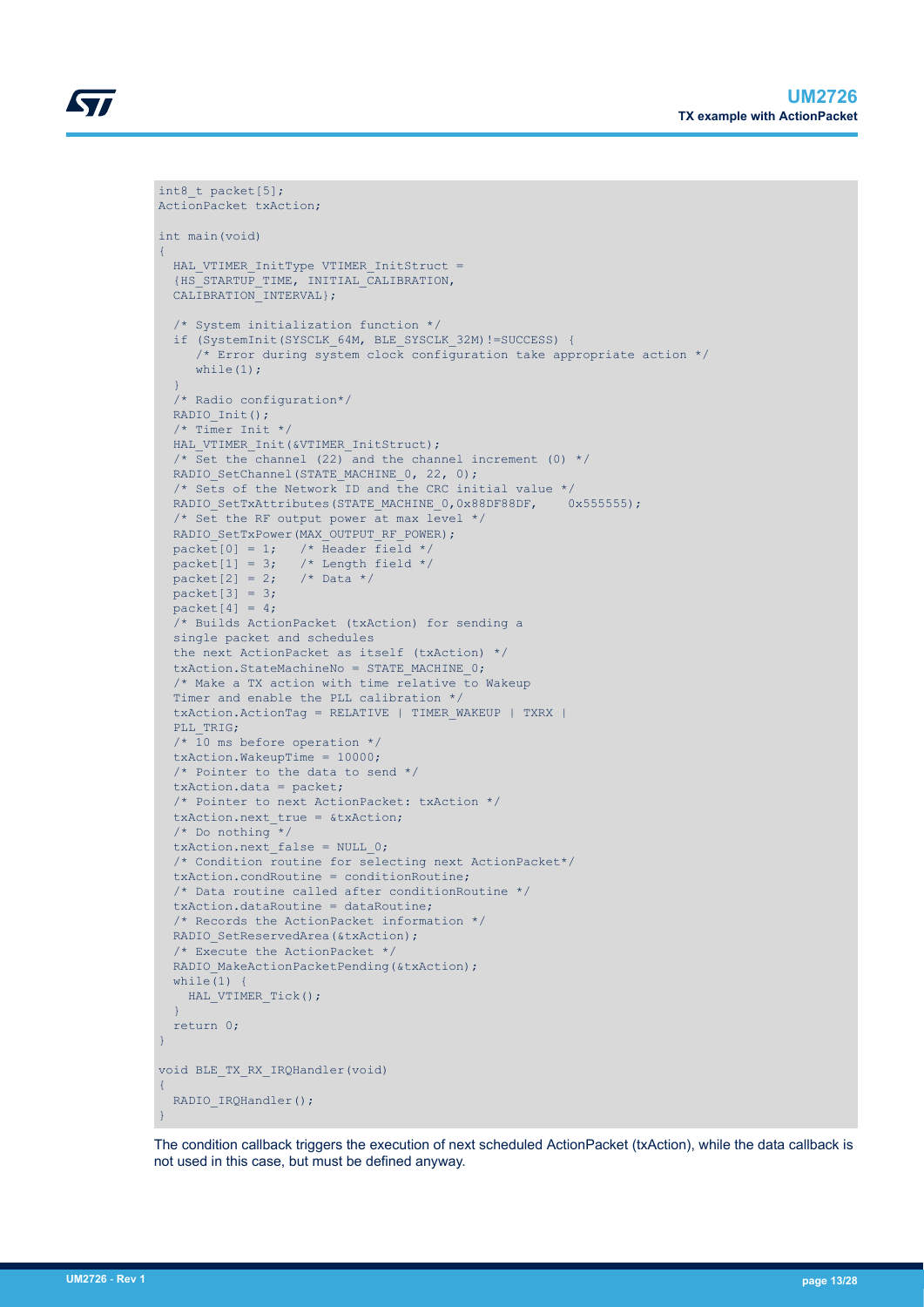```
int8_t packet[5];
ActionPacket txAction;

int main(void)
{
  HAL_VTIMER_InitType VTIMER_InitStruct =
  {HS_STARTUP_TIME, INITIAL_CALIBRATION,
  CALIBRATION_INTERVAL};

  /* System initialization function */
  if (SystemInit(SYSCLK_64M, BLE_SYSCLK_32M)!=SUCCESS) {
     /* Error during system clock configuration take appropriate action */
     while(1);
  }
  /* Radio configuration*/
  RADIO_Init();
  /* Timer Init */
  HAL_VTIMER_Init(&VTIMER_InitStruct);
  /* Set the channel (22) and the channel increment (0) */
  RADIO_SetChannel(STATE_MACHINE_0, 22, 0);
  /* Sets of the Network ID and the CRC initial value */
  RADIO_SetTxAttributes(STATE_MACHINE_0,0x88DF88DF,    0x555555);
  /* Set the RF output power at max level */
  RADIO_SetTxPower(MAX_OUTPUT_RF_POWER);
  packet[0] = 1;   /* Header field */
  packet[1] = 3;   /* Length field */
  packet[2] = 2;   /* Data */
  packet[3] = 3;
  packet[4] = 4;
  /* Builds ActionPacket (txAction) for sending a
  single packet and schedules
  the next ActionPacket as itself (txAction) */
  txAction.StateMachineNo = STATE_MACHINE_0;
  /* Make a TX action with time relative to Wakeup
  Timer and enable the PLL calibration */
  txAction.ActionTag = RELATIVE | TIMER_WAKEUP | TXRX |
  PLL_TRIG;
  /* 10 ms before operation */
  txAction.WakeupTime = 10000;
  /* Pointer to the data to send */
  txAction.data = packet;
  /* Pointer to next ActionPacket: txAction */
  txAction.next_true = &txAction;
  /* Do nothing */
  txAction.next_false = NULL_0;
  /* Condition routine for selecting next ActionPacket*/
  txAction.condRoutine = conditionRoutine;
  /* Data routine called after conditionRoutine */
  txAction.dataRoutine = dataRoutine;
  /* Records the ActionPacket information */
  RADIO_SetReservedArea(&txAction);
  /* Execute the ActionPacket */
  RADIO_MakeActionPacketPending(&txAction);
  while(1) {
    HAL_VTIMER_Tick();
  }
  return 0;
}

void BLE_TX_RX_IRQHandler(void)
{
  RADIO_IRQHandler();
}
```

The condition callback triggers the execution of next scheduled ActionPacket (txAction), while the data callback is not used in this case, but must be defined anyway.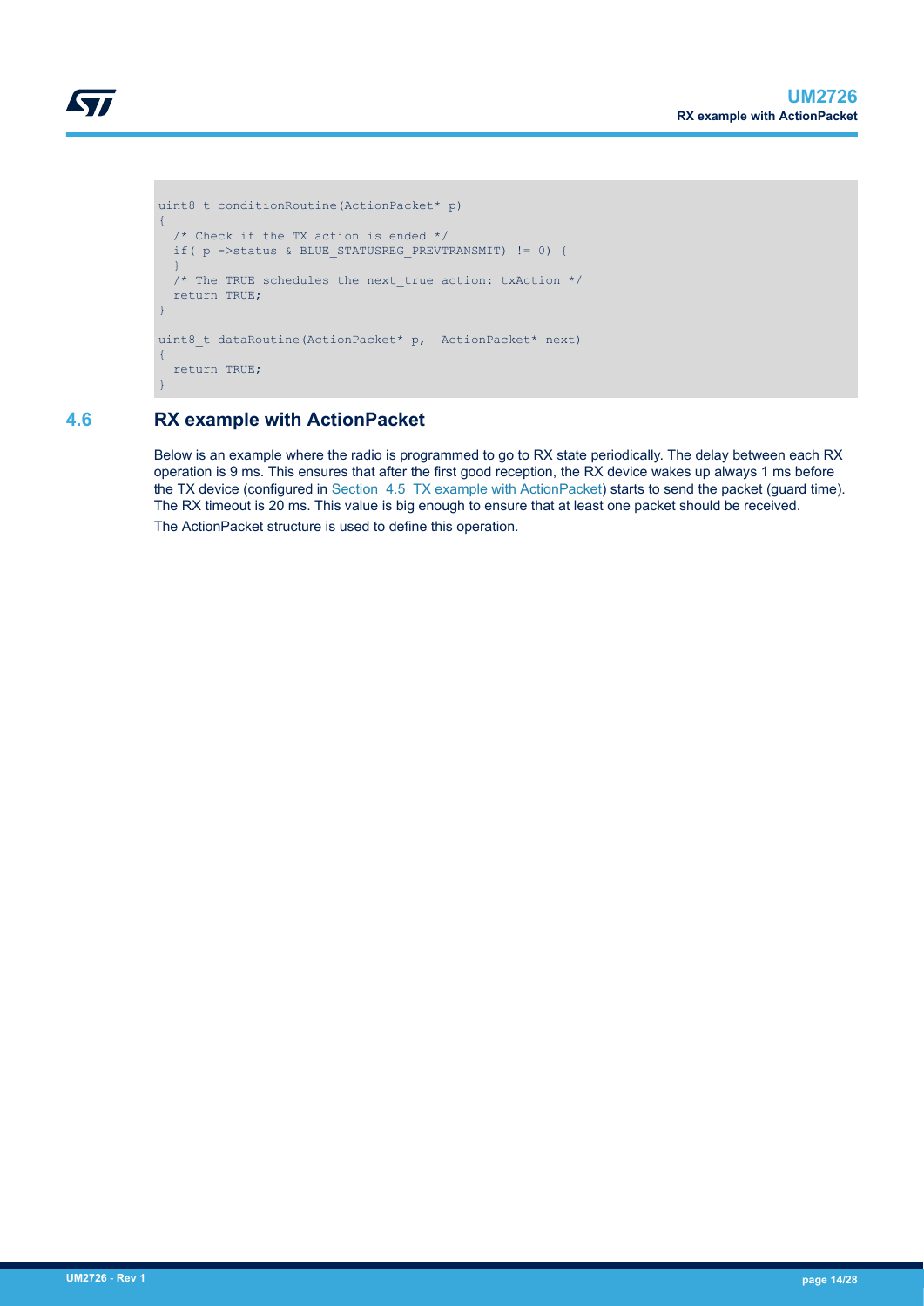```
uint8_t conditionRoutine(ActionPacket* p)
{
  /* Check if the TX action is ended */
  if( p ->status & BLUE_STATUSREG_PREVTRANSMIT) != 0) {
  }
  /* The TRUE schedules the next_true action: txAction */
  return TRUE;
}

uint8_t dataRoutine(ActionPacket* p,  ActionPacket* next)
{
  return TRUE;
}
```

## 4.6 RX example with ActionPacket

Below is an example where the radio is programmed to go to RX state periodically. The delay between each RX operation is 9 ms. This ensures that after the first good reception, the RX device wakes up always 1 ms before the TX device (configured in Section 4.5 TX example with ActionPacket) starts to send the packet (guard time). The RX timeout is 20 ms. This value is big enough to ensure that at least one packet should be received.

The ActionPacket structure is used to define this operation.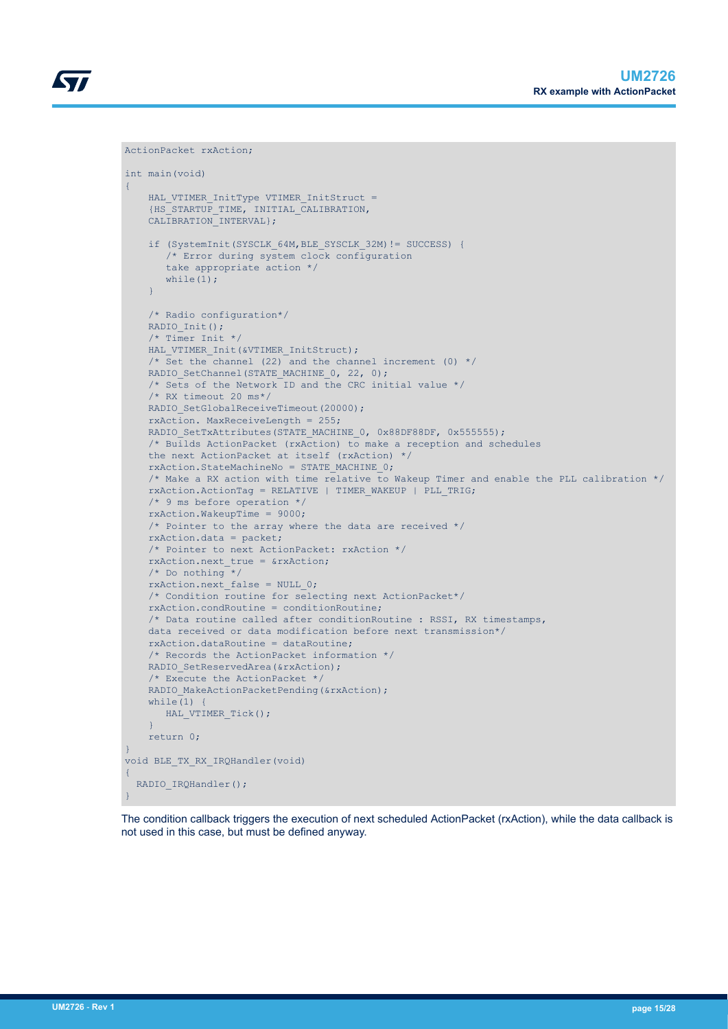```
ActionPacket rxAction;

int main(void)
{
    HAL_VTIMER_InitType VTIMER_InitStruct =
    {HS_STARTUP_TIME, INITIAL_CALIBRATION,
    CALIBRATION_INTERVAL};

    if (SystemInit(SYSCLK_64M,BLE_SYSCLK_32M)!= SUCCESS) {
       /* Error during system clock configuration
       take appropriate action */
       while(1);
    }

    /* Radio configuration*/
    RADIO_Init();
    /* Timer Init */
    HAL_VTIMER_Init(&VTIMER_InitStruct);
    /* Set the channel (22) and the channel increment (0) */
    RADIO_SetChannel(STATE_MACHINE_0, 22, 0);
    /* Sets of the Network ID and the CRC initial value */
    /* RX timeout 20 ms*/
    RADIO_SetGlobalReceiveTimeout(20000);
    rxAction. MaxReceiveLength = 255;
    RADIO_SetTxAttributes(STATE_MACHINE_0, 0x88DF88DF, 0x555555);
    /* Builds ActionPacket (rxAction) to make a reception and schedules
    the next ActionPacket at itself (rxAction) */
    rxAction.StateMachineNo = STATE_MACHINE_0;
    /* Make a RX action with time relative to Wakeup Timer and enable the PLL calibration */
    rxAction.ActionTag = RELATIVE | TIMER_WAKEUP | PLL_TRIG;
    /* 9 ms before operation */
    rxAction.WakeupTime = 9000;
    /* Pointer to the array where the data are received */
    rxAction.data = packet;
    /* Pointer to next ActionPacket: rxAction */
    rxAction.next_true = &rxAction;
    /* Do nothing */
    rxAction.next_false = NULL_0;
    /* Condition routine for selecting next ActionPacket*/
    rxAction.condRoutine = conditionRoutine;
    /* Data routine called after conditionRoutine : RSSI, RX timestamps,
    data received or data modification before next transmission*/
    rxAction.dataRoutine = dataRoutine;
    /* Records the ActionPacket information */
    RADIO_SetReservedArea(&rxAction);
    /* Execute the ActionPacket */
    RADIO_MakeActionPacketPending(&rxAction);
    while(1) {
       HAL_VTIMER_Tick();
    }
    return 0;
}
void BLE_TX_RX_IRQHandler(void)
{
  RADIO_IRQHandler();
}
```

The condition callback triggers the execution of next scheduled ActionPacket (rxAction), while the data callback is not used in this case, but must be defined anyway.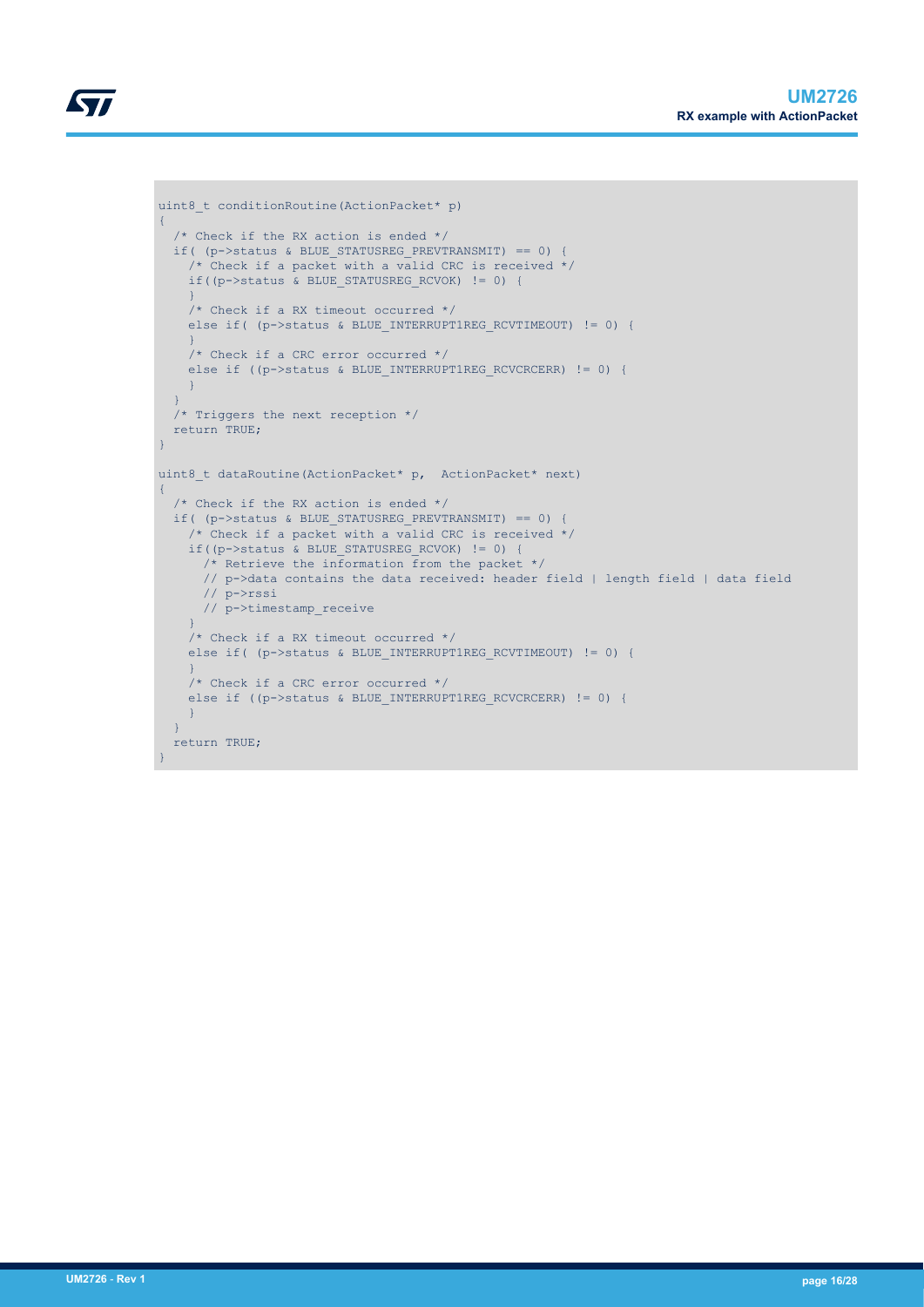```
uint8_t conditionRoutine(ActionPacket* p)
{
  /* Check if the RX action is ended */
  if( (p->status & BLUE_STATUSREG_PREVTRANSMIT) == 0) {
    /* Check if a packet with a valid CRC is received */
    if((p->status & BLUE_STATUSREG_RCVOK) != 0) {
    }
    /* Check if a RX timeout occurred */
    else if( (p->status & BLUE_INTERRUPT1REG_RCVTIMEOUT) != 0) {
    }
    /* Check if a CRC error occurred */
    else if ((p->status & BLUE_INTERRUPT1REG_RCVCRCERR) != 0) {
    }
  }
  /* Triggers the next reception */
  return TRUE;
}

uint8_t dataRoutine(ActionPacket* p,  ActionPacket* next)
{
  /* Check if the RX action is ended */
  if( (p->status & BLUE_STATUSREG_PREVTRANSMIT) == 0) {
    /* Check if a packet with a valid CRC is received */
    if((p->status & BLUE_STATUSREG_RCVOK) != 0) {
      /* Retrieve the information from the packet */
      // p->data contains the data received: header field | length field | data field
      // p->rssi
      // p->timestamp_receive
    }
    /* Check if a RX timeout occurred */
    else if( (p->status & BLUE_INTERRUPT1REG_RCVTIMEOUT) != 0) {
    }
    /* Check if a CRC error occurred */
    else if ((p->status & BLUE_INTERRUPT1REG_RCVCRCERR) != 0) {
    }
  }
  return TRUE;
}
```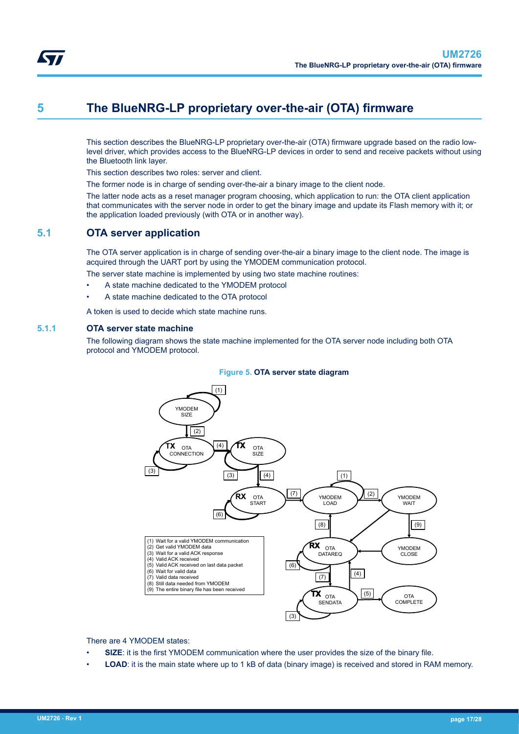# 5 The BlueNRG-LP proprietary over-the-air (OTA) firmware

This section describes the BlueNRG-LP proprietary over-the-air (OTA) firmware upgrade based on the radio low-level driver, which provides access to the BlueNRG-LP devices in order to send and receive packets without using the Bluetooth link layer.

This section describes two roles: server and client.

The former node is in charge of sending over-the-air a binary image to the client node.

The latter node acts as a reset manager program choosing, which application to run: the OTA client application that communicates with the server node in order to get the binary image and update its Flash memory with it; or the application loaded previously (with OTA or in another way).

## 5.1 OTA server application

The OTA server application is in charge of sending over-the-air a binary image to the client node. The image is acquired through the UART port by using the YMODEM communication protocol.

The server state machine is implemented by using two state machine routines:

- A state machine dedicated to the YMODEM protocol
- A state machine dedicated to the OTA protocol

A token is used to decide which state machine runs.

### 5.1.1 OTA server state machine

The following diagram shows the state machine implemented for the OTA server node including both OTA protocol and YMODEM protocol.

**Figure 5. OTA server state diagram**

(1) Wait for a valid YMODEM communication
(2) Get valid YMODEM data
(3) Wait for a valid ACK response
(4) Valid ACK received
(5) Valid ACK received on last data packet
(6) Wait for valid data
(7) Valid data received
(8) Still data needed from YMODEM
(9) The entire binary file has been received

There are 4 YMODEM states:

- **SIZE**: it is the first YMODEM communication where the user provides the size of the binary file.
- **LOAD**: it is the main state where up to 1 kB of data (binary image) is received and stored in RAM memory.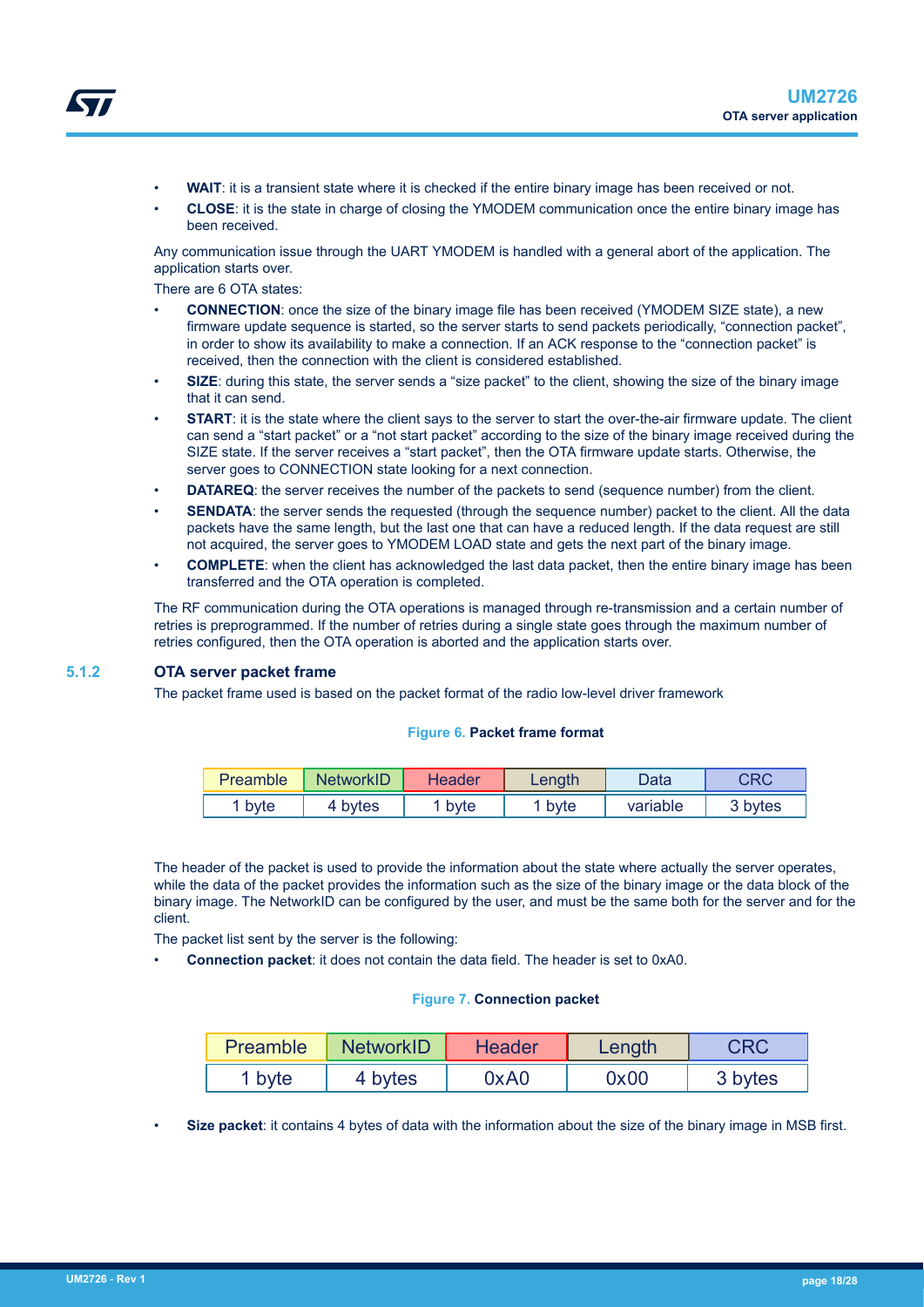- **WAIT**: it is a transient state where it is checked if the entire binary image has been received or not.
- **CLOSE**: it is the state in charge of closing the YMODEM communication once the entire binary image has been received.

Any communication issue through the UART YMODEM is handled with a general abort of the application. The application starts over.

There are 6 OTA states:

- **CONNECTION**: once the size of the binary image file has been received (YMODEM SIZE state), a new firmware update sequence is started, so the server starts to send packets periodically, "connection packet", in order to show its availability to make a connection. If an ACK response to the "connection packet" is received, then the connection with the client is considered established.
- **SIZE**: during this state, the server sends a "size packet" to the client, showing the size of the binary image that it can send.
- **START**: it is the state where the client says to the server to start the over-the-air firmware update. The client can send a "start packet" or a "not start packet" according to the size of the binary image received during the SIZE state. If the server receives a "start packet", then the OTA firmware update starts. Otherwise, the server goes to CONNECTION state looking for a next connection.
- **DATAREQ**: the server receives the number of the packets to send (sequence number) from the client.
- **SENDATA**: the server sends the requested (through the sequence number) packet to the client. All the data packets have the same length, but the last one that can have a reduced length. If the data request are still not acquired, the server goes to YMODEM LOAD state and gets the next part of the binary image.
- **COMPLETE**: when the client has acknowledged the last data packet, then the entire binary image has been transferred and the OTA operation is completed.

The RF communication during the OTA operations is managed through re-transmission and a certain number of retries is preprogrammed. If the number of retries during a single state goes through the maximum number of retries configured, then the OTA operation is aborted and the application starts over.

### 5.1.2 OTA server packet frame

The packet frame used is based on the packet format of the radio low-level driver framework

**Figure 6. Packet frame format**

| Preamble | NetworkID | Header | Length | Data | CRC |
|---|---|---|---|---|---|
| 1 byte | 4 bytes | 1 byte | 1 byte | variable | 3 bytes |

The header of the packet is used to provide the information about the state where actually the server operates, while the data of the packet provides the information such as the size of the binary image or the data block of the binary image. The NetworkID can be configured by the user, and must be the same both for the server and for the client.

The packet list sent by the server is the following:

- **Connection packet**: it does not contain the data field. The header is set to 0xA0.

**Figure 7. Connection packet**

| Preamble | NetworkID | Header | Length | CRC |
|---|---|---|---|---|
| 1 byte | 4 bytes | 0xA0 | 0x00 | 3 bytes |

- **Size packet**: it contains 4 bytes of data with the information about the size of the binary image in MSB first.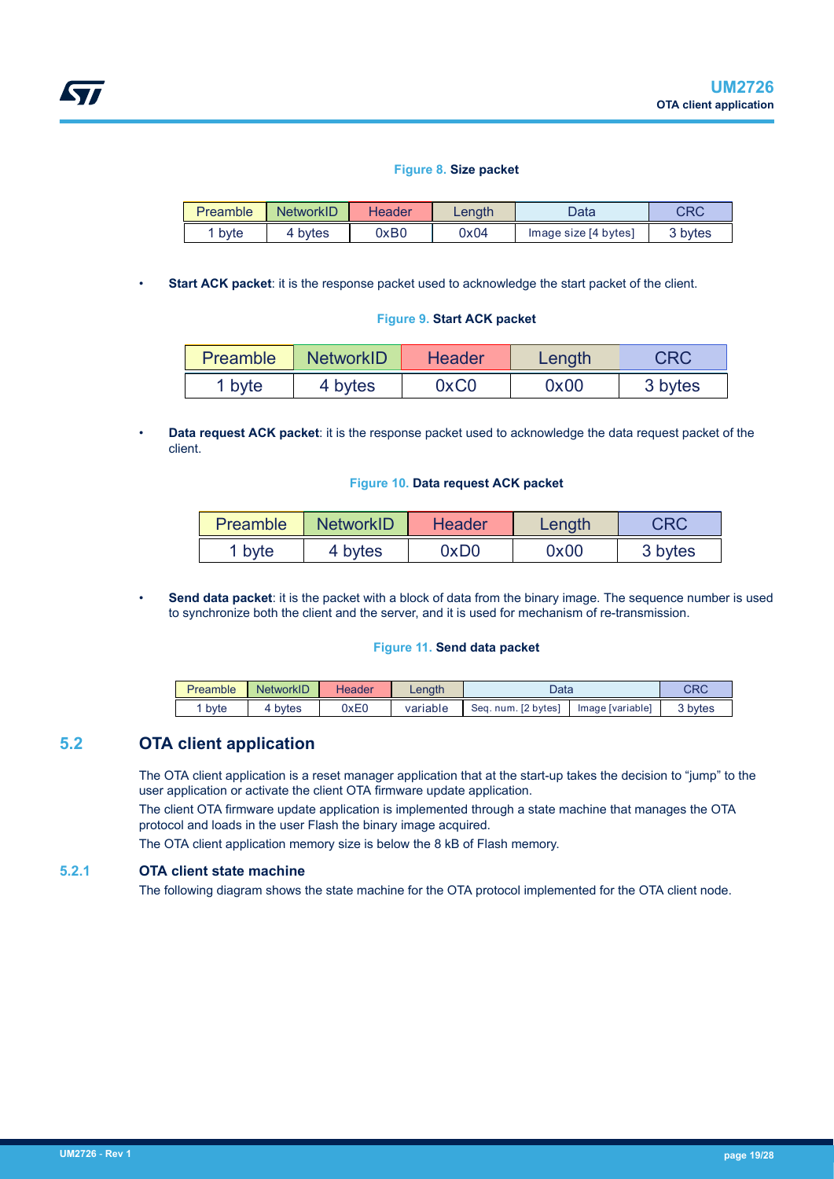Figure 8. **Size packet**

| Preamble | NetworkID | Header | Length | Data | CRC |
| --- | --- | --- | --- | --- | --- |
| 1 byte | 4 bytes | 0xB0 | 0x04 | Image size [4 bytes] | 3 bytes |

- **Start ACK packet**: it is the response packet used to acknowledge the start packet of the client.

Figure 9. **Start ACK packet**

| Preamble | NetworkID | Header | Length | CRC |
| --- | --- | --- | --- | --- |
| 1 byte | 4 bytes | 0xC0 | 0x00 | 3 bytes |

- **Data request ACK packet**: it is the response packet used to acknowledge the data request packet of the client.

Figure 10. **Data request ACK packet**

| Preamble | NetworkID | Header | Length | CRC |
| --- | --- | --- | --- | --- |
| 1 byte | 4 bytes | 0xD0 | 0x00 | 3 bytes |

- **Send data packet**: it is the packet with a block of data from the binary image. The sequence number is used to synchronize both the client and the server, and it is used for mechanism of re-transmission.

Figure 11. **Send data packet**

| Preamble | NetworkID | Header | Length | Data | | CRC |
| --- | --- | --- | --- | --- | --- | --- |
| 1 byte | 4 bytes | 0xE0 | variable | Seq. num. [2 bytes] | Image [variable] | 3 bytes |

## 5.2 OTA client application

The OTA client application is a reset manager application that at the start-up takes the decision to “jump” to the user application or activate the client OTA firmware update application.

The client OTA firmware update application is implemented through a state machine that manages the OTA protocol and loads in the user Flash the binary image acquired.

The OTA client application memory size is below the 8 kB of Flash memory.

### 5.2.1 OTA client state machine

The following diagram shows the state machine for the OTA protocol implemented for the OTA client node.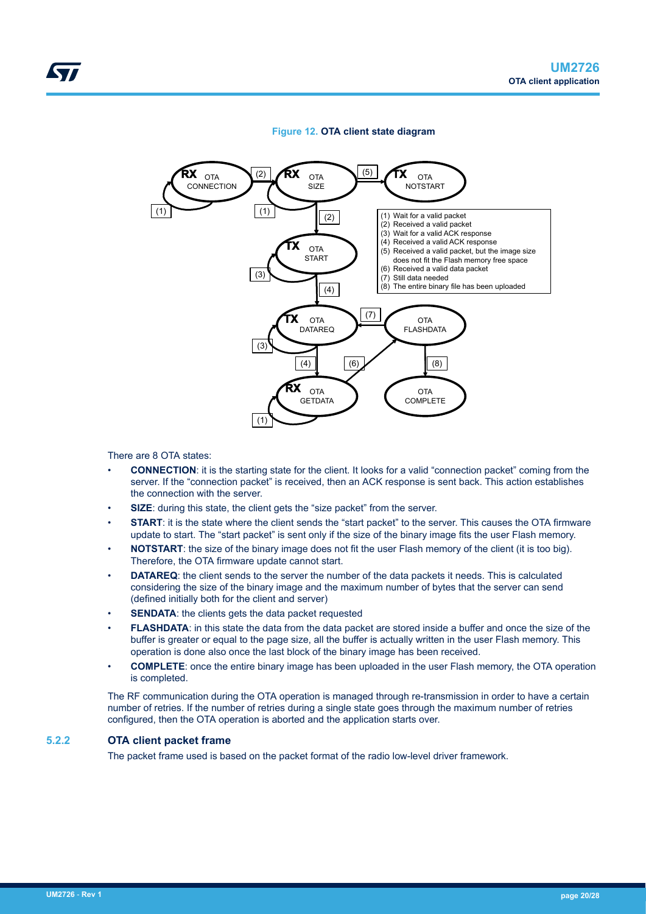**Figure 12. OTA client state diagram**

(1) Wait for a valid packet
(2) Received a valid packet
(3) Wait for a valid ACK response
(4) Received a valid ACK response
(5) Received a valid packet, but the image size does not fit the Flash memory free space
(6) Received a valid data packet
(7) Still data needed
(8) The entire binary file has been uploaded

There are 8 OTA states:

- **CONNECTION**: it is the starting state for the client. It looks for a valid "connection packet" coming from the server. If the "connection packet" is received, then an ACK response is sent back. This action establishes the connection with the server.
- **SIZE**: during this state, the client gets the "size packet" from the server.
- **START**: it is the state where the client sends the "start packet" to the server. This causes the OTA firmware update to start. The "start packet" is sent only if the size of the binary image fits the user Flash memory.
- **NOTSTART**: the size of the binary image does not fit the user Flash memory of the client (it is too big). Therefore, the OTA firmware update cannot start.
- **DATAREQ**: the client sends to the server the number of the data packets it needs. This is calculated considering the size of the binary image and the maximum number of bytes that the server can send (defined initially both for the client and server)
- **SENDATA**: the clients gets the data packet requested
- **FLASHDATA**: in this state the data from the data packet are stored inside a buffer and once the size of the buffer is greater or equal to the page size, all the buffer is actually written in the user Flash memory. This operation is done also once the last block of the binary image has been received.
- **COMPLETE**: once the entire binary image has been uploaded in the user Flash memory, the OTA operation is completed.

The RF communication during the OTA operation is managed through re-transmission in order to have a certain number of retries. If the number of retries during a single state goes through the maximum number of retries configured, then the OTA operation is aborted and the application starts over.

### 5.2.2 OTA client packet frame

The packet frame used is based on the packet format of the radio low-level driver framework.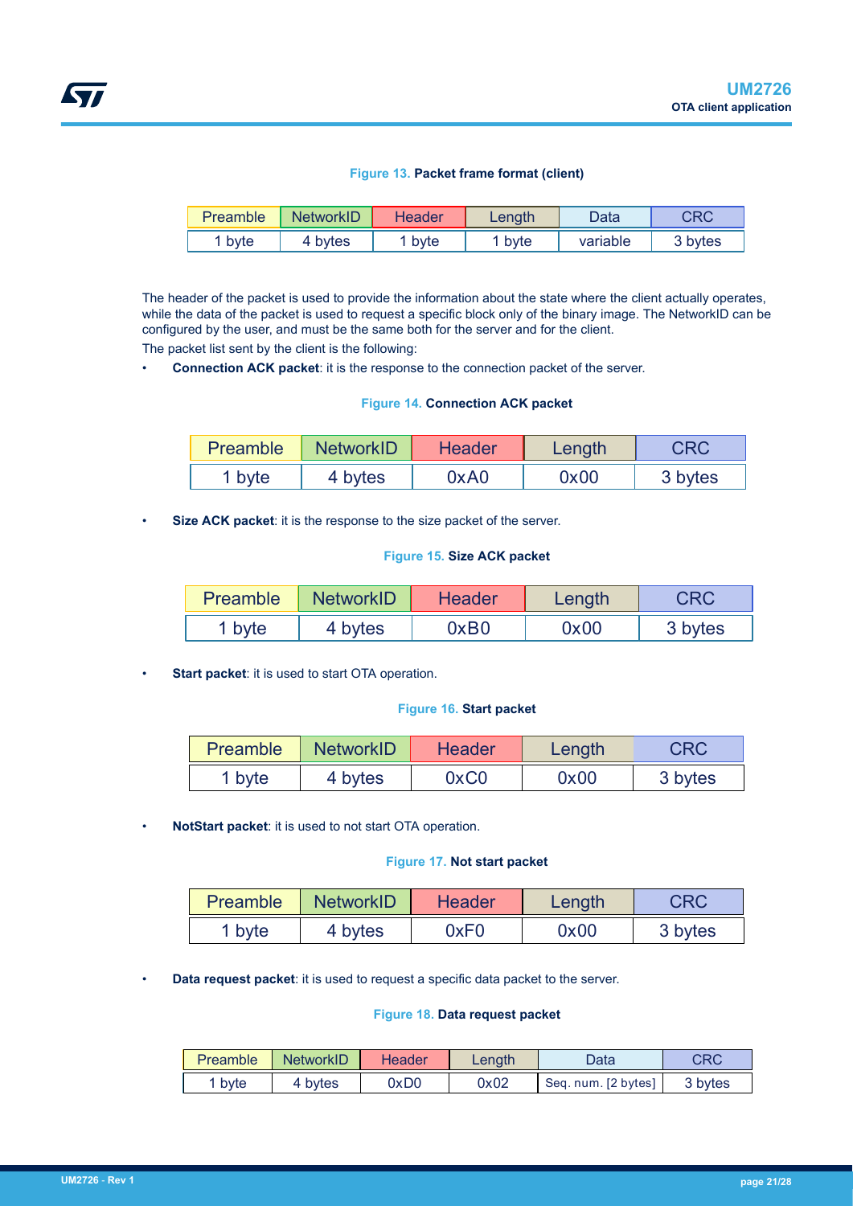**Figure 13. Packet frame format (client)**

| Preamble | NetworkID | Header | Length | Data | CRC |
|---|---|---|---|---|---|
| 1 byte | 4 bytes | 1 byte | 1 byte | variable | 3 bytes |

The header of the packet is used to provide the information about the state where the client actually operates, while the data of the packet is used to request a specific block only of the binary image. The NetworkID can be configured by the user, and must be the same both for the server and for the client.

The packet list sent by the client is the following:

- **Connection ACK packet**: it is the response to the connection packet of the server.

**Figure 14. Connection ACK packet**

| Preamble | NetworkID | Header | Length | CRC |
|---|---|---|---|---|
| 1 byte | 4 bytes | 0xA0 | 0x00 | 3 bytes |

- **Size ACK packet**: it is the response to the size packet of the server.

**Figure 15. Size ACK packet**

| Preamble | NetworkID | Header | Length | CRC |
|---|---|---|---|---|
| 1 byte | 4 bytes | 0xB0 | 0x00 | 3 bytes |

- **Start packet**: it is used to start OTA operation.

**Figure 16. Start packet**

| Preamble | NetworkID | Header | Length | CRC |
|---|---|---|---|---|
| 1 byte | 4 bytes | 0xC0 | 0x00 | 3 bytes |

- **NotStart packet**: it is used to not start OTA operation.

**Figure 17. Not start packet**

| Preamble | NetworkID | Header | Length | CRC |
|---|---|---|---|---|
| 1 byte | 4 bytes | 0xF0 | 0x00 | 3 bytes |

- **Data request packet**: it is used to request a specific data packet to the server.

**Figure 18. Data request packet**

| Preamble | NetworkID | Header | Length | Data | CRC |
|---|---|---|---|---|---|
| 1 byte | 4 bytes | 0xD0 | 0x02 | Seq. num. [2 bytes] | 3 bytes |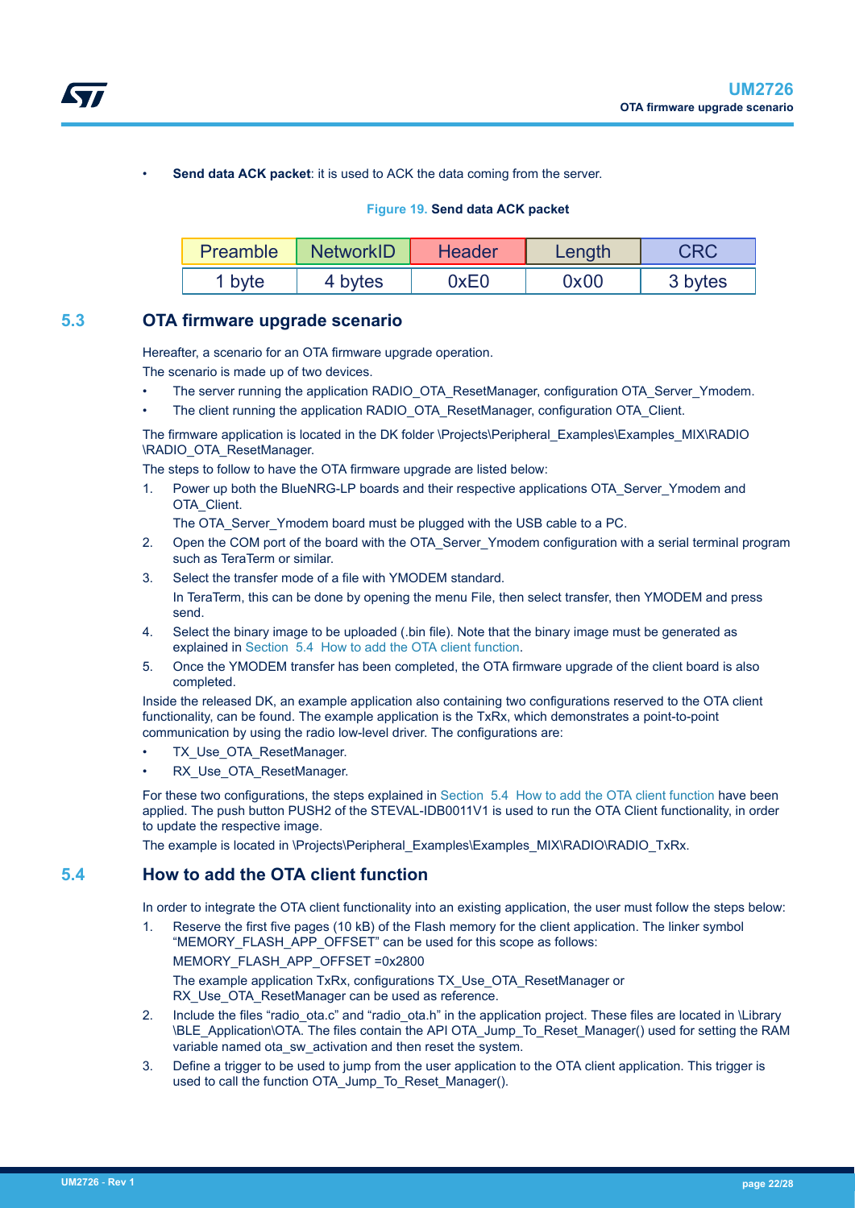- **Send data ACK packet**: it is used to ACK the data coming from the server.

**Figure 19. Send data ACK packet**

| Preamble | NetworkID | Header | Length | CRC |
| --- | --- | --- | --- | --- |
| 1 byte | 4 bytes | 0xE0 | 0x00 | 3 bytes |

## 5.3 OTA firmware upgrade scenario

Hereafter, a scenario for an OTA firmware upgrade operation.

The scenario is made up of two devices.

- The server running the application RADIO_OTA_ResetManager, configuration OTA_Server_Ymodem.
- The client running the application RADIO_OTA_ResetManager, configuration OTA_Client.

The firmware application is located in the DK folder \Projects\Peripheral_Examples\Examples_MIX\RADIO \RADIO_OTA_ResetManager.

The steps to follow to have the OTA firmware upgrade are listed below:

1. Power up both the BlueNRG-LP boards and their respective applications OTA_Server_Ymodem and OTA_Client.
   The OTA_Server_Ymodem board must be plugged with the USB cable to a PC.
2. Open the COM port of the board with the OTA_Server_Ymodem configuration with a serial terminal program such as TeraTerm or similar.
3. Select the transfer mode of a file with YMODEM standard.
   In TeraTerm, this can be done by opening the menu File, then select transfer, then YMODEM and press send.
4. Select the binary image to be uploaded (.bin file). Note that the binary image must be generated as explained in Section 5.4 How to add the OTA client function.
5. Once the YMODEM transfer has been completed, the OTA firmware upgrade of the client board is also completed.

Inside the released DK, an example application also containing two configurations reserved to the OTA client functionality, can be found. The example application is the TxRx, which demonstrates a point-to-point communication by using the radio low-level driver. The configurations are:

- TX_Use_OTA_ResetManager.
- RX_Use_OTA_ResetManager.

For these two configurations, the steps explained in Section 5.4 How to add the OTA client function have been applied. The push button PUSH2 of the STEVAL-IDB0011V1 is used to run the OTA Client functionality, in order to update the respective image.

The example is located in \Projects\Peripheral_Examples\Examples_MIX\RADIO\RADIO_TxRx.

## 5.4 How to add the OTA client function

In order to integrate the OTA client functionality into an existing application, the user must follow the steps below:

1. Reserve the first five pages (10 kB) of the Flash memory for the client application. The linker symbol “MEMORY_FLASH_APP_OFFSET” can be used for this scope as follows:
   MEMORY_FLASH_APP_OFFSET =0x2800
   The example application TxRx, configurations TX_Use_OTA_ResetManager or RX_Use_OTA_ResetManager can be used as reference.
2. Include the files “radio_ota.c” and “radio_ota.h” in the application project. These files are located in \Library \BLE_Application\OTA. The files contain the API OTA_Jump_To_Reset_Manager() used for setting the RAM variable named ota_sw_activation and then reset the system.
3. Define a trigger to be used to jump from the user application to the OTA client application. This trigger is used to call the function OTA_Jump_To_Reset_Manager().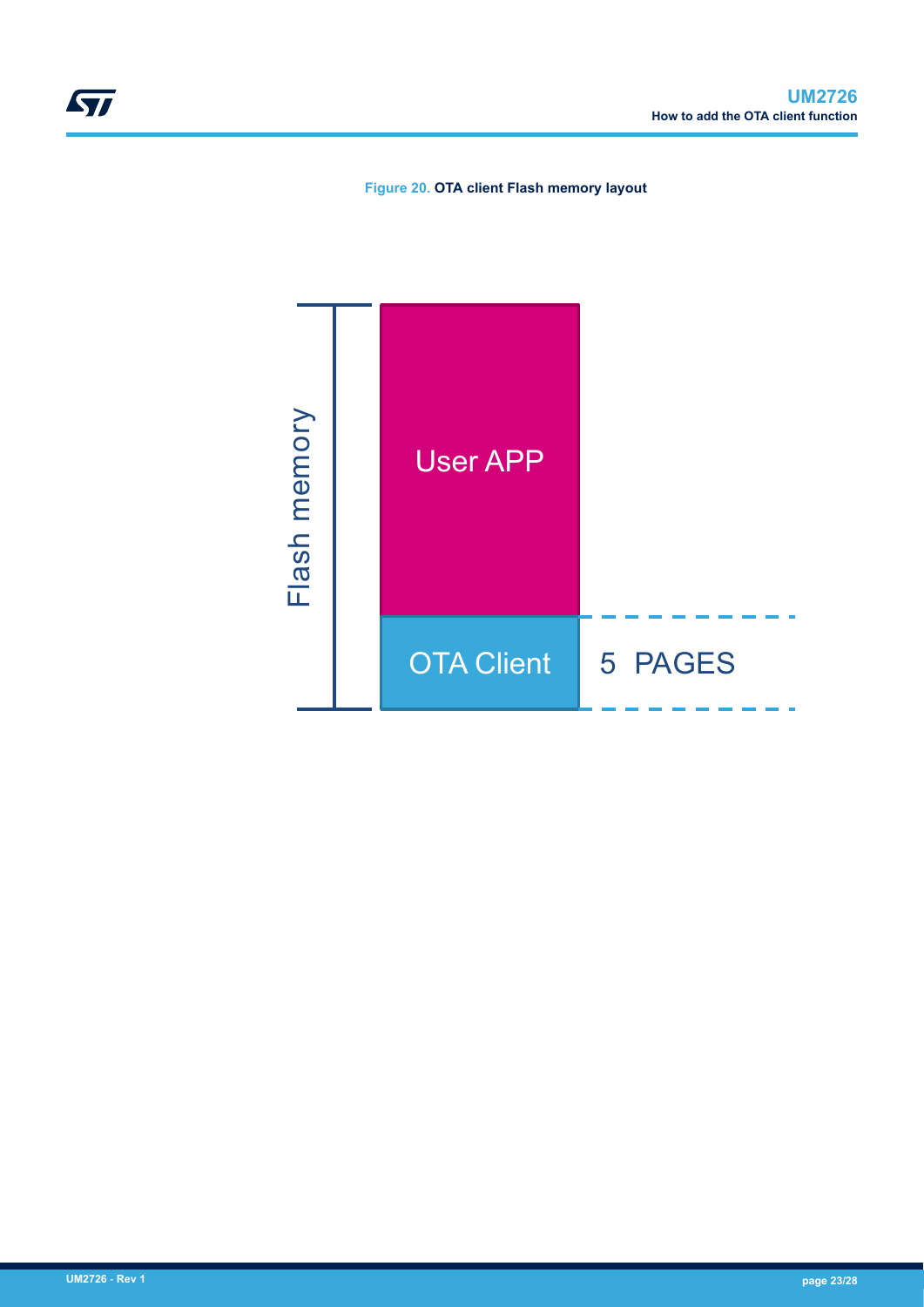Figure 20. **OTA client Flash memory layout**

Flash memory

User APP

OTA Client

5 PAGES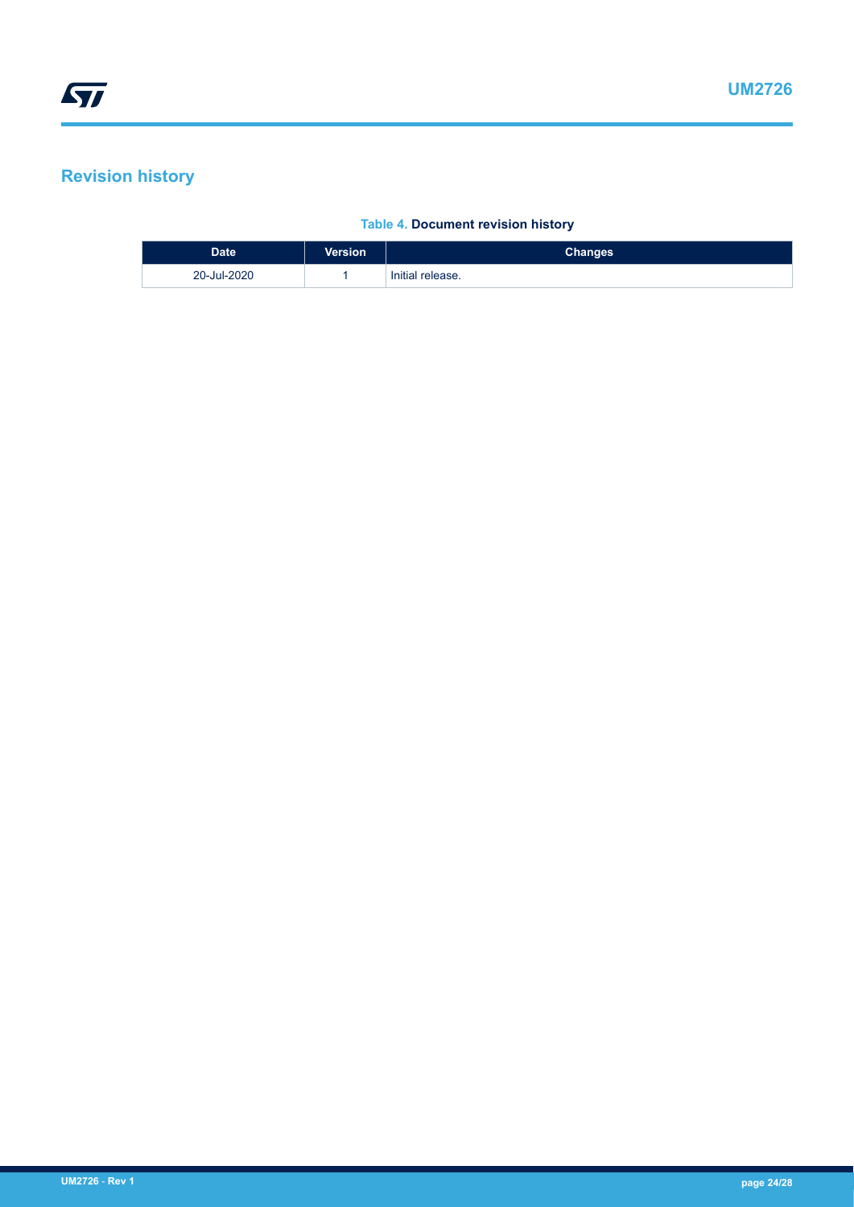# Revision history

**Table 4. Document revision history**

| Date | Version | Changes |
| --- | --- | --- |
| 20-Jul-2020 | 1 | Initial release. |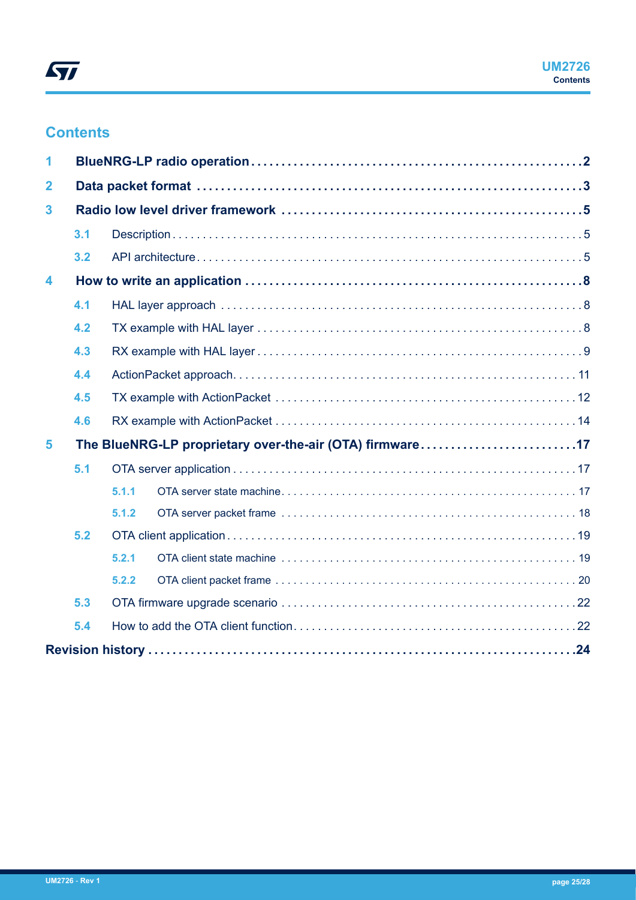# Contents

- **1 BlueNRG-LP radio operation** .......... **2**
- **2 Data packet format** .......... **3**
- **3 Radio low level driver framework** .......... **5**
  - 3.1 Description .......... 5
  - 3.2 API architecture .......... 5
- **4 How to write an application** .......... **8**
  - 4.1 HAL layer approach .......... 8
  - 4.2 TX example with HAL layer .......... 8
  - 4.3 RX example with HAL layer .......... 9
  - 4.4 ActionPacket approach .......... 11
  - 4.5 TX example with ActionPacket .......... 12
  - 4.6 RX example with ActionPacket .......... 14
- **5 The BlueNRG-LP proprietary over-the-air (OTA) firmware** .......... **17**
  - 5.1 OTA server application .......... 17
    - 5.1.1 OTA server state machine .......... 17
    - 5.1.2 OTA server packet frame .......... 18
  - 5.2 OTA client application .......... 19
    - 5.2.1 OTA client state machine .......... 19
    - 5.2.2 OTA client packet frame .......... 20
  - 5.3 OTA firmware upgrade scenario .......... 22
  - 5.4 How to add the OTA client function .......... 22
- **Revision history** .......... **24**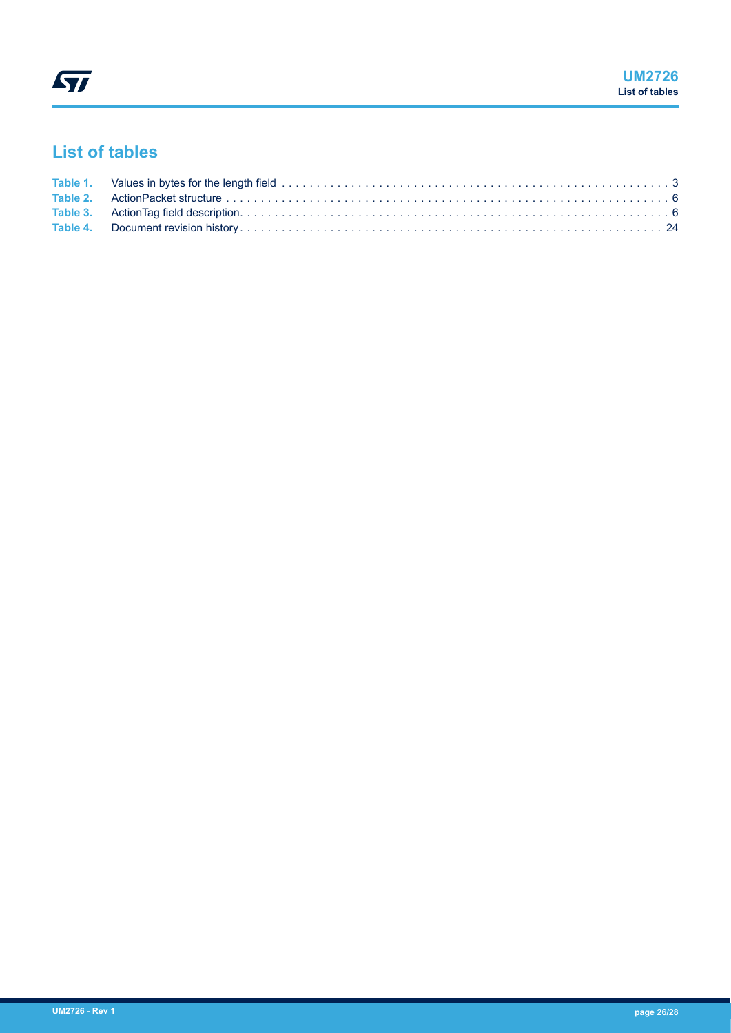# List of tables

- **Table 1.** Values in bytes for the length field . . . . . . . . . . 3
- **Table 2.** ActionPacket structure . . . . . . . . . . 6
- **Table 3.** ActionTag field description . . . . . . . . . . 6
- **Table 4.** Document revision history . . . . . . . . . . 24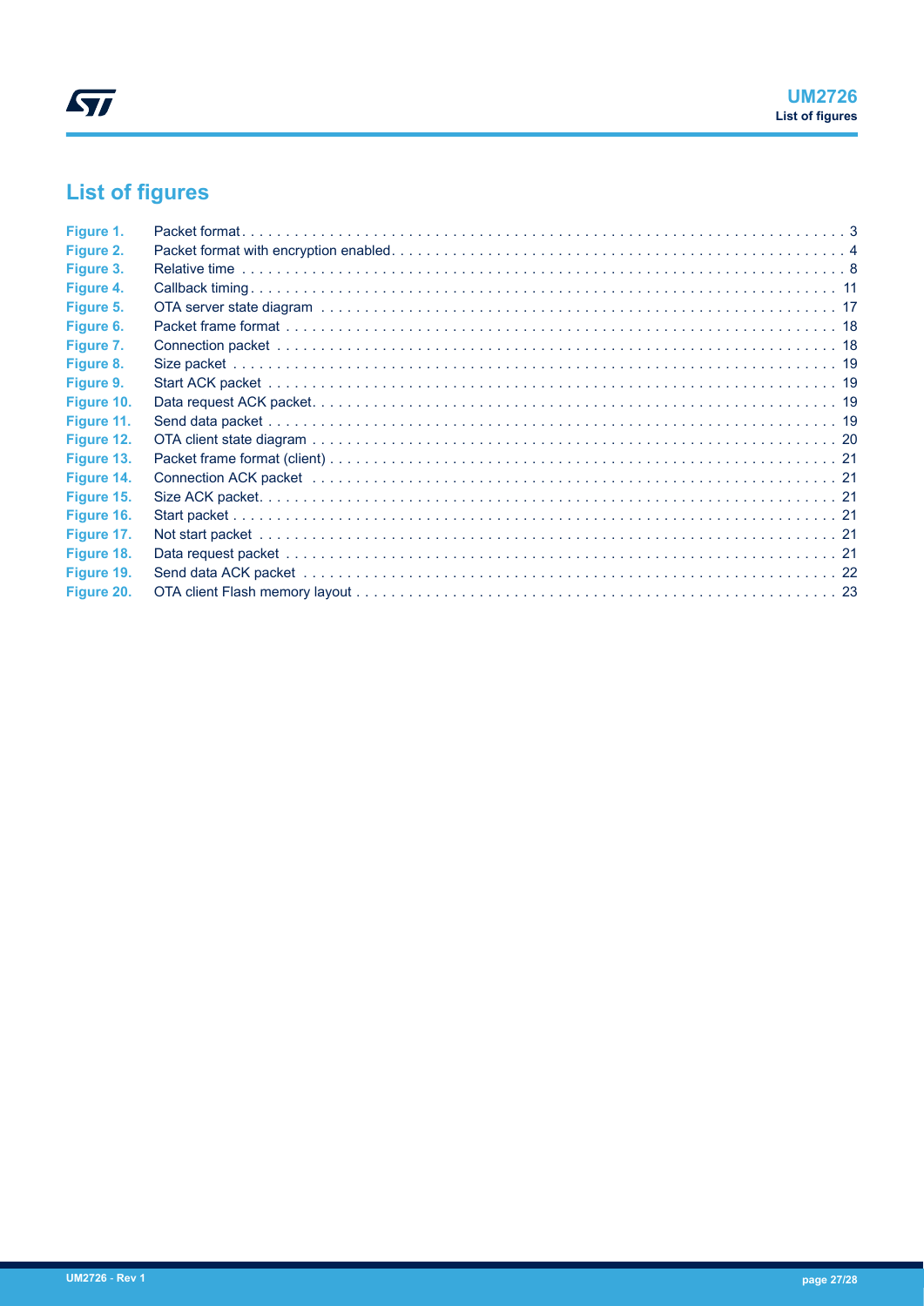# List of figures

| | | |
|---|---|---|
| **Figure 1.** | Packet format | 3 |
| **Figure 2.** | Packet format with encryption enabled | 4 |
| **Figure 3.** | Relative time | 8 |
| **Figure 4.** | Callback timing | 11 |
| **Figure 5.** | OTA server state diagram | 17 |
| **Figure 6.** | Packet frame format | 18 |
| **Figure 7.** | Connection packet | 18 |
| **Figure 8.** | Size packet | 19 |
| **Figure 9.** | Start ACK packet | 19 |
| **Figure 10.** | Data request ACK packet | 19 |
| **Figure 11.** | Send data packet | 19 |
| **Figure 12.** | OTA client state diagram | 20 |
| **Figure 13.** | Packet frame format (client) | 21 |
| **Figure 14.** | Connection ACK packet | 21 |
| **Figure 15.** | Size ACK packet | 21 |
| **Figure 16.** | Start packet | 21 |
| **Figure 17.** | Not start packet | 21 |
| **Figure 18.** | Data request packet | 21 |
| **Figure 19.** | Send data ACK packet | 22 |
| **Figure 20.** | OTA client Flash memory layout | 23 |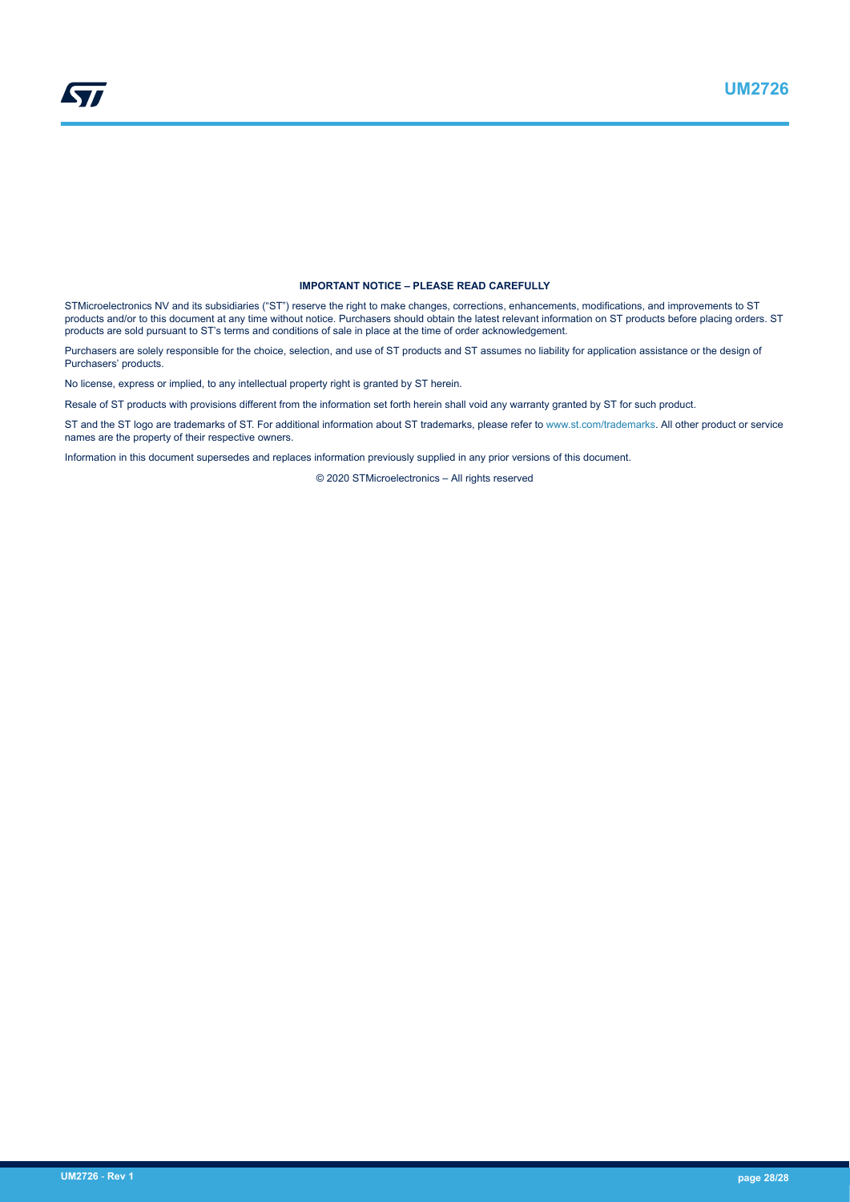**IMPORTANT NOTICE – PLEASE READ CAREFULLY**

STMicroelectronics NV and its subsidiaries ("ST") reserve the right to make changes, corrections, enhancements, modifications, and improvements to ST products and/or to this document at any time without notice. Purchasers should obtain the latest relevant information on ST products before placing orders. ST products are sold pursuant to ST's terms and conditions of sale in place at the time of order acknowledgement.

Purchasers are solely responsible for the choice, selection, and use of ST products and ST assumes no liability for application assistance or the design of Purchasers' products.

No license, express or implied, to any intellectual property right is granted by ST herein.

Resale of ST products with provisions different from the information set forth herein shall void any warranty granted by ST for such product.

ST and the ST logo are trademarks of ST. For additional information about ST trademarks, please refer to www.st.com/trademarks. All other product or service names are the property of their respective owners.

Information in this document supersedes and replaces information previously supplied in any prior versions of this document.

© 2020 STMicroelectronics – All rights reserved